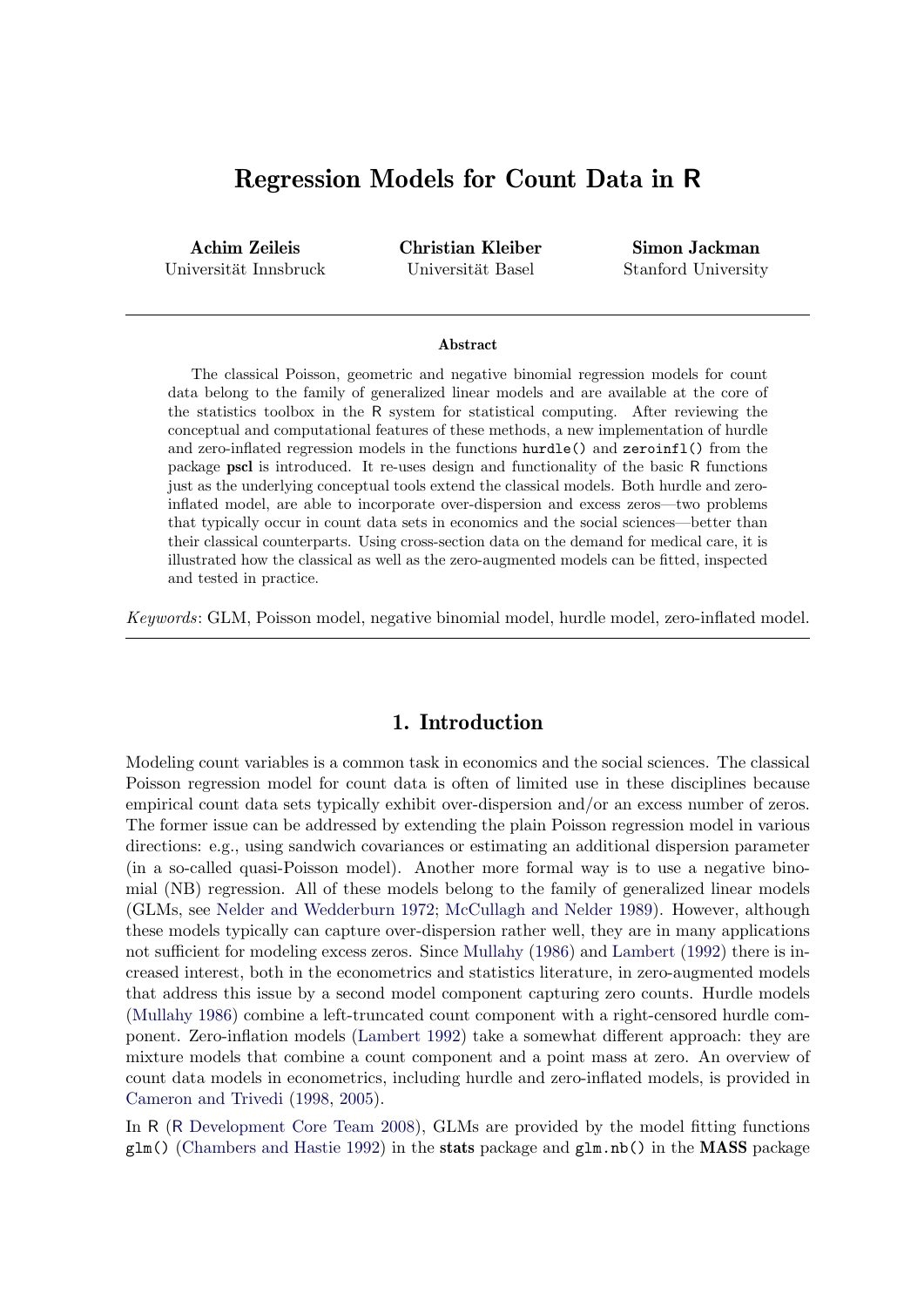# Regression Models for Count Data in R

**Achim Zeileis**
Universität Innsbruck

**Christian Kleiber**
Universität Basel

**Simon Jackman**
Stanford University

### Abstract

The classical Poisson, geometric and negative binomial regression models for count data belong to the family of generalized linear models and are available at the core of the statistics toolbox in the R system for statistical computing. After reviewing the conceptual and computational features of these methods, a new implementation of hurdle and zero-inflated regression models in the functions `hurdle()` and `zeroinfl()` from the package **pscl** is introduced. It re-uses design and functionality of the basic R functions just as the underlying conceptual tools extend the classical models. Both hurdle and zero-inflated model, are able to incorporate over-dispersion and excess zeros—two problems that typically occur in count data sets in economics and the social sciences—better than their classical counterparts. Using cross-section data on the demand for medical care, it is illustrated how the classical as well as the zero-augmented models can be fitted, inspected and tested in practice.

*Keywords*: GLM, Poisson model, negative binomial model, hurdle model, zero-inflated model.

## 1. Introduction

Modeling count variables is a common task in economics and the social sciences. The classical Poisson regression model for count data is often of limited use in these disciplines because empirical count data sets typically exhibit over-dispersion and/or an excess number of zeros. The former issue can be addressed by extending the plain Poisson regression model in various directions: e.g., using sandwich covariances or estimating an additional dispersion parameter (in a so-called quasi-Poisson model). Another more formal way is to use a negative binomial (NB) regression. All of these models belong to the family of generalized linear models (GLMs, see Nelder and Wedderburn 1972; McCullagh and Nelder 1989). However, although these models typically can capture over-dispersion rather well, they are in many applications not sufficient for modeling excess zeros. Since Mullahy (1986) and Lambert (1992) there is increased interest, both in the econometrics and statistics literature, in zero-augmented models that address this issue by a second model component capturing zero counts. Hurdle models (Mullahy 1986) combine a left-truncated count component with a right-censored hurdle component. Zero-inflation models (Lambert 1992) take a somewhat different approach: they are mixture models that combine a count component and a point mass at zero. An overview of count data models in econometrics, including hurdle and zero-inflated models, is provided in Cameron and Trivedi (1998, 2005).

In R (R Development Core Team 2008), GLMs are provided by the model fitting functions `glm()` (Chambers and Hastie 1992) in the **stats** package and `glm.nb()` in the **MASS** package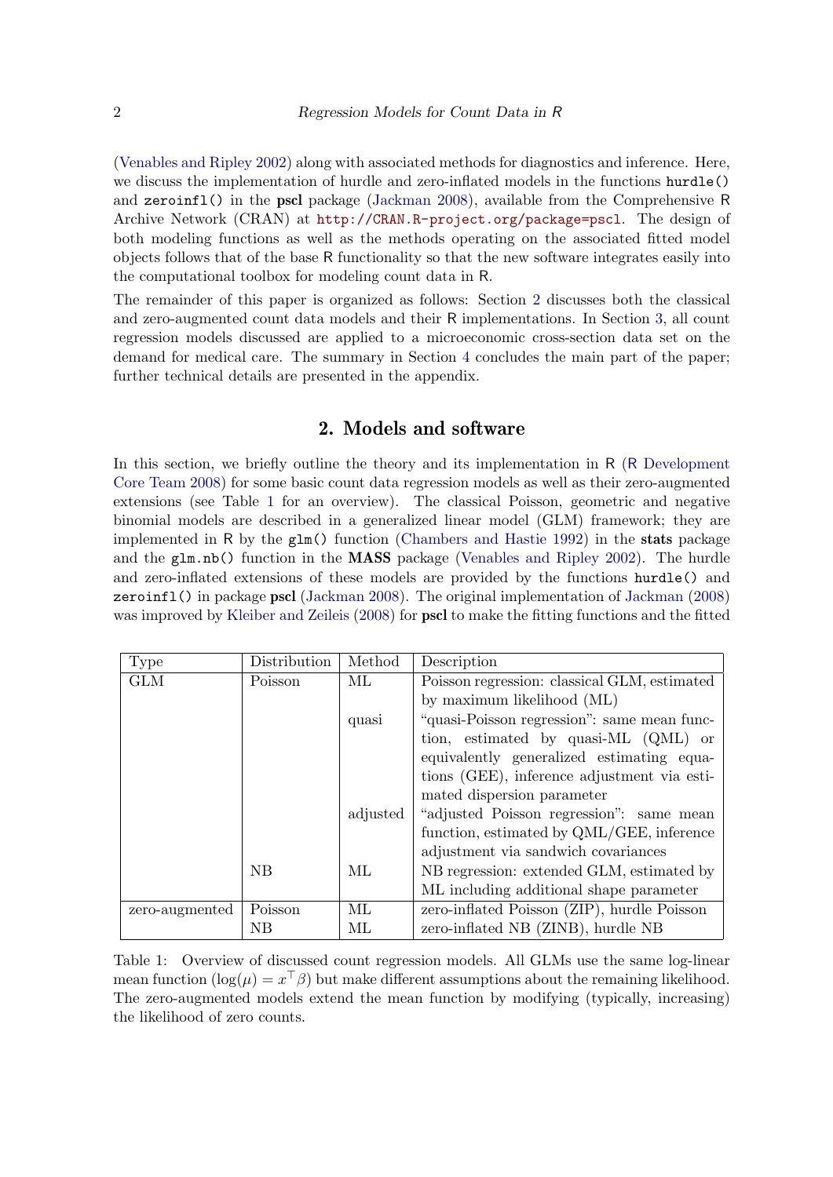(Venables and Ripley 2002) along with associated methods for diagnostics and inference. Here, we discuss the implementation of hurdle and zero-inflated models in the functions `hurdle()` and `zeroinfl()` in the **pscl** package (Jackman 2008), available from the Comprehensive R Archive Network (CRAN) at http://CRAN.R-project.org/package=pscl. The design of both modeling functions as well as the methods operating on the associated fitted model objects follows that of the base R functionality so that the new software integrates easily into the computational toolbox for modeling count data in R.

The remainder of this paper is organized as follows: Section 2 discusses both the classical and zero-augmented count data models and their R implementations. In Section 3, all count regression models discussed are applied to a microeconomic cross-section data set on the demand for medical care. The summary in Section 4 concludes the main part of the paper; further technical details are presented in the appendix.

## 2. Models and software

In this section, we briefly outline the theory and its implementation in R (R Development Core Team 2008) for some basic count data regression models as well as their zero-augmented extensions (see Table 1 for an overview). The classical Poisson, geometric and negative binomial models are described in a generalized linear model (GLM) framework; they are implemented in R by the `glm()` function (Chambers and Hastie 1992) in the **stats** package and the `glm.nb()` function in the **MASS** package (Venables and Ripley 2002). The hurdle and zero-inflated extensions of these models are provided by the functions `hurdle()` and `zeroinfl()` in package **pscl** (Jackman 2008). The original implementation of Jackman (2008) was improved by Kleiber and Zeileis (2008) for **pscl** to make the fitting functions and the fitted

| Type | Distribution | Method | Description |
|---|---|---|---|
| GLM | Poisson | ML | Poisson regression: classical GLM, estimated by maximum likelihood (ML) |
| | | quasi | "quasi-Poisson regression": same mean function, estimated by quasi-ML (QML) or equivalently generalized estimating equations (GEE), inference adjustment via estimated dispersion parameter |
| | | adjusted | "adjusted Poisson regression": same mean function, estimated by QML/GEE, inference adjustment via sandwich covariances |
| | NB | ML | NB regression: extended GLM, estimated by ML including additional shape parameter |
| zero-augmented | Poisson | ML | zero-inflated Poisson (ZIP), hurdle Poisson |
| | NB | ML | zero-inflated NB (ZINB), hurdle NB |

Table 1: Overview of discussed count regression models. All GLMs use the same log-linear mean function ($\log(\mu) = x^\top \beta$) but make different assumptions about the remaining likelihood. The zero-augmented models extend the mean function by modifying (typically, increasing) the likelihood of zero counts.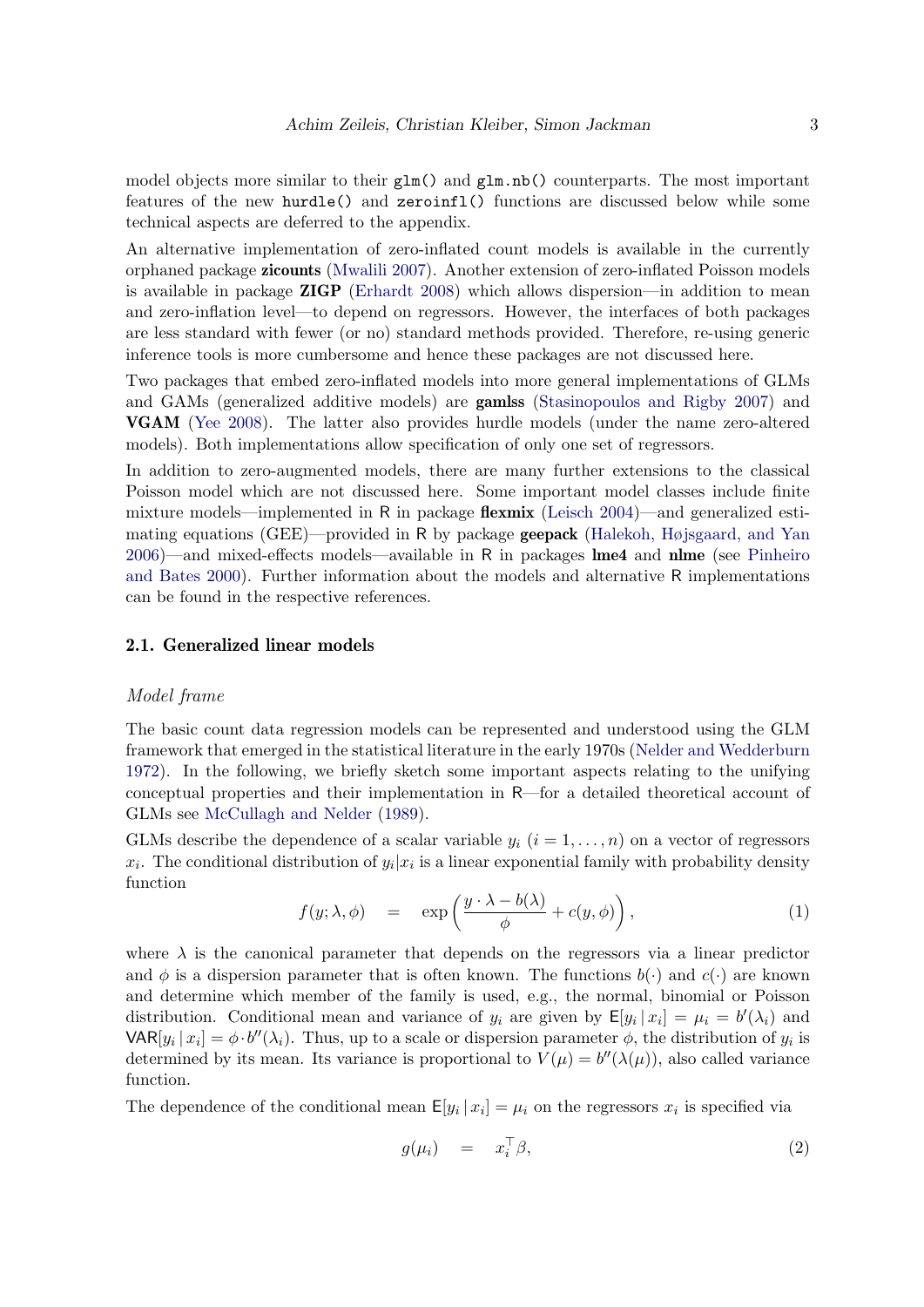model objects more similar to their `glm()` and `glm.nb()` counterparts. The most important features of the new `hurdle()` and `zeroinfl()` functions are discussed below while some technical aspects are deferred to the appendix.

An alternative implementation of zero-inflated count models is available in the currently orphaned package **zicounts** (Mwalili 2007). Another extension of zero-inflated Poisson models is available in package **ZIGP** (Erhardt 2008) which allows dispersion—in addition to mean and zero-inflation level—to depend on regressors. However, the interfaces of both packages are less standard with fewer (or no) standard methods provided. Therefore, re-using generic inference tools is more cumbersome and hence these packages are not discussed here.

Two packages that embed zero-inflated models into more general implementations of GLMs and GAMs (generalized additive models) are **gamlss** (Stasinopoulos and Rigby 2007) and **VGAM** (Yee 2008). The latter also provides hurdle models (under the name zero-altered models). Both implementations allow specification of only one set of regressors.

In addition to zero-augmented models, there are many further extensions to the classical Poisson model which are not discussed here. Some important model classes include finite mixture models—implemented in R in package **flexmix** (Leisch 2004)—and generalized estimating equations (GEE)—provided in R by package **geepack** (Halekoh, Højsgaard, and Yan 2006)—and mixed-effects models—available in R in packages **lme4** and **nlme** (see Pinheiro and Bates 2000). Further information about the models and alternative R implementations can be found in the respective references.

### 2.1. Generalized linear models

*Model frame*

The basic count data regression models can be represented and understood using the GLM framework that emerged in the statistical literature in the early 1970s (Nelder and Wedderburn 1972). In the following, we briefly sketch some important aspects relating to the unifying conceptual properties and their implementation in R—for a detailed theoretical account of GLMs see McCullagh and Nelder (1989).

GLMs describe the dependence of a scalar variable $y_i$ $(i = 1, \dots, n)$ on a vector of regressors $x_i$. The conditional distribution of $y_i | x_i$ is a linear exponential family with probability density function

$$f(y; \lambda, \phi) \quad = \quad \exp\left(\frac{y \cdot \lambda - b(\lambda)}{\phi} + c(y, \phi)\right), \tag{1}$$

where $\lambda$ is the canonical parameter that depends on the regressors via a linear predictor and $\phi$ is a dispersion parameter that is often known. The functions $b(\cdot)$ and $c(\cdot)$ are known and determine which member of the family is used, e.g., the normal, binomial or Poisson distribution. Conditional mean and variance of $y_i$ are given by $\mathsf{E}[y_i \,|\, x_i] = \mu_i = b'(\lambda_i)$ and $\mathsf{VAR}[y_i \,|\, x_i] = \phi \cdot b''(\lambda_i)$. Thus, up to a scale or dispersion parameter $\phi$, the distribution of $y_i$ is determined by its mean. Its variance is proportional to $V(\mu) = b''(\lambda(\mu))$, also called variance function.

The dependence of the conditional mean $\mathsf{E}[y_i \,|\, x_i] = \mu_i$ on the regressors $x_i$ is specified via

$$g(\mu_i) \quad = \quad x_i^\top \beta, \tag{2}$$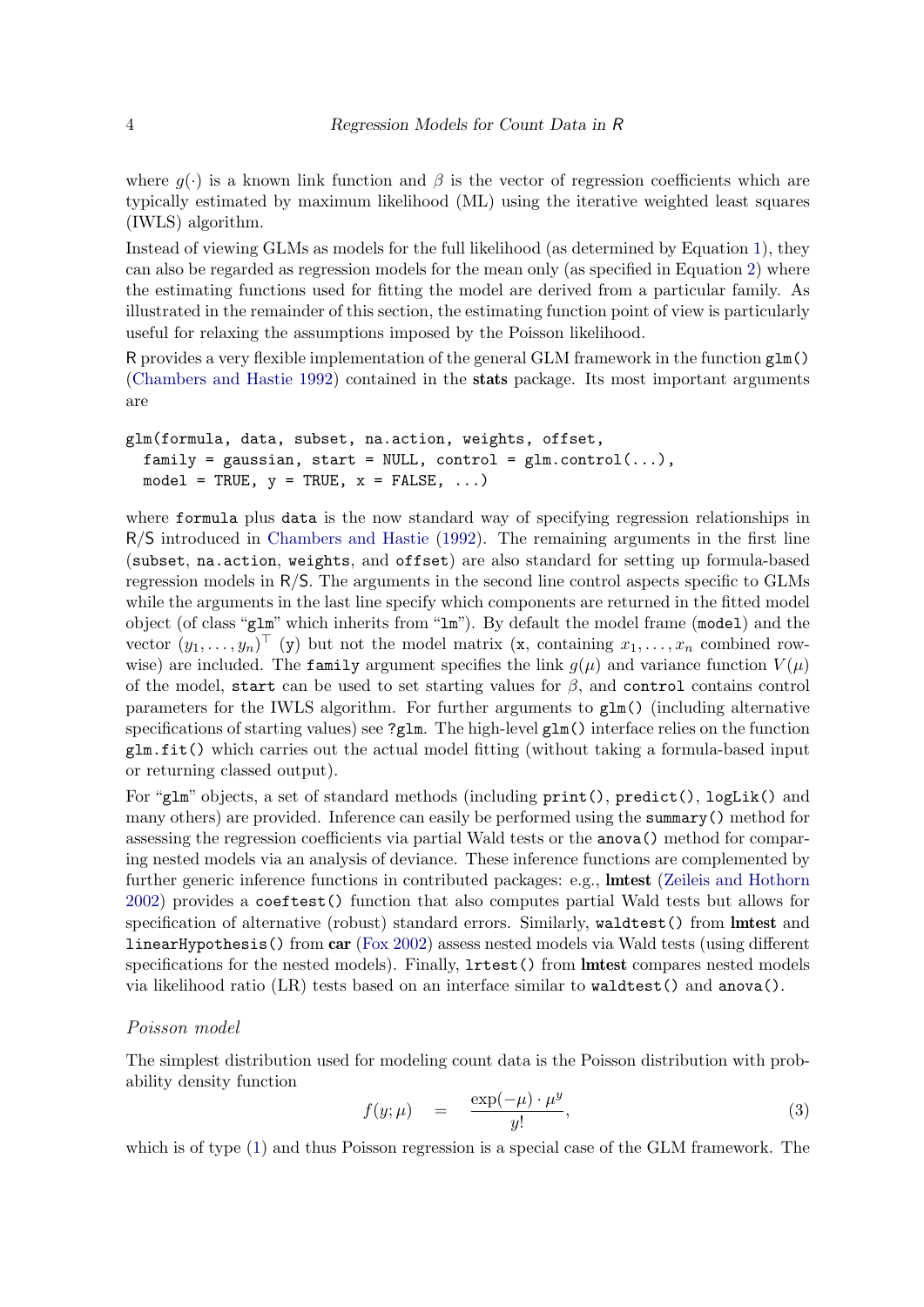where $g(\cdot)$ is a known link function and $\beta$ is the vector of regression coefficients which are typically estimated by maximum likelihood (ML) using the iterative weighted least squares (IWLS) algorithm.

Instead of viewing GLMs as models for the full likelihood (as determined by Equation 1), they can also be regarded as regression models for the mean only (as specified in Equation 2) where the estimating functions used for fitting the model are derived from a particular family. As illustrated in the remainder of this section, the estimating function point of view is particularly useful for relaxing the assumptions imposed by the Poisson likelihood.

R provides a very flexible implementation of the general GLM framework in the function `glm()` (Chambers and Hastie 1992) contained in the **stats** package. Its most important arguments are

```
glm(formula, data, subset, na.action, weights, offset,
  family = gaussian, start = NULL, control = glm.control(...),
  model = TRUE, y = TRUE, x = FALSE, ...)
```

where `formula` plus `data` is the now standard way of specifying regression relationships in R/S introduced in Chambers and Hastie (1992). The remaining arguments in the first line (`subset`, `na.action`, `weights`, and `offset`) are also standard for setting up formula-based regression models in R/S. The arguments in the second line control aspects specific to GLMs while the arguments in the last line specify which components are returned in the fitted model object (of class "`glm`" which inherits from "`lm`"). By default the model frame (`model`) and the vector $(y_1, \dots, y_n)^\top$ (`y`) but not the model matrix (`x`, containing $x_1, \dots, x_n$ combined row-wise) are included. The `family` argument specifies the link $g(\mu)$ and variance function $V(\mu)$ of the model, `start` can be used to set starting values for $\beta$, and `control` contains control parameters for the IWLS algorithm. For further arguments to `glm()` (including alternative specifications of starting values) see `?glm`. The high-level `glm()` interface relies on the function `glm.fit()` which carries out the actual model fitting (without taking a formula-based input or returning classed output).

For "`glm`" objects, a set of standard methods (including `print()`, `predict()`, `logLik()` and many others) are provided. Inference can easily be performed using the `summary()` method for assessing the regression coefficients via partial Wald tests or the `anova()` method for comparing nested models via an analysis of deviance. These inference functions are complemented by further generic inference functions in contributed packages: e.g., **lmtest** (Zeileis and Hothorn 2002) provides a `coeftest()` function that also computes partial Wald tests but allows for specification of alternative (robust) standard errors. Similarly, `waldtest()` from **lmtest** and `linearHypothesis()` from **car** (Fox 2002) assess nested models via Wald tests (using different specifications for the nested models). Finally, `lrtest()` from **lmtest** compares nested models via likelihood ratio (LR) tests based on an interface similar to `waldtest()` and `anova()`.

### *Poisson model*

The simplest distribution used for modeling count data is the Poisson distribution with probability density function

$$f(y; \mu) \quad = \quad \frac{\exp(-\mu) \cdot \mu^y}{y!}, \tag{3}$$

which is of type (1) and thus Poisson regression is a special case of the GLM framework. The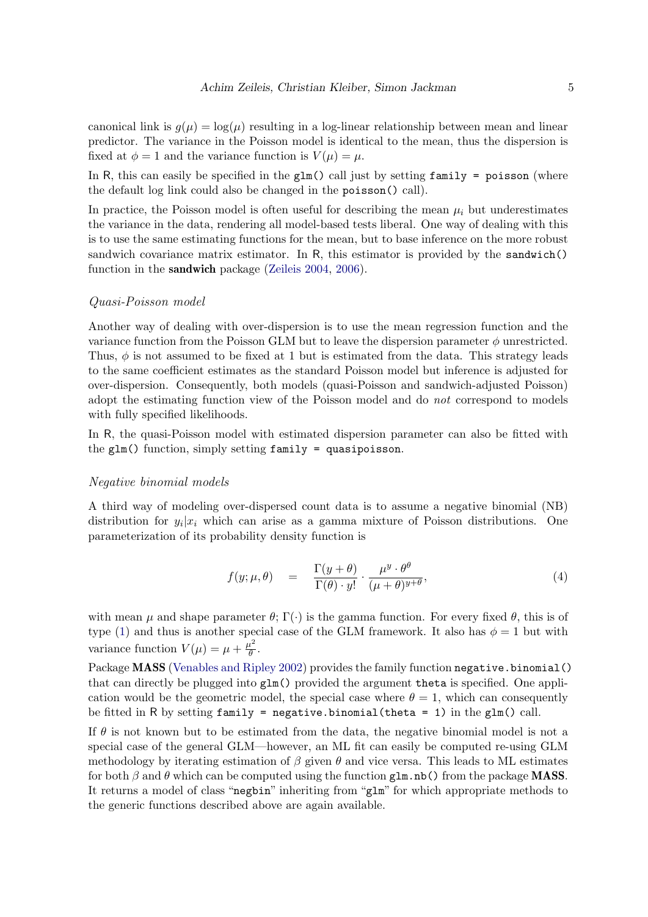canonical link is $g(\mu) = \log(\mu)$ resulting in a log-linear relationship between mean and linear predictor. The variance in the Poisson model is identical to the mean, thus the dispersion is fixed at $\phi = 1$ and the variance function is $V(\mu) = \mu$.

In R, this can easily be specified in the `glm()` call just by setting `family = poisson` (where the default log link could also be changed in the `poisson()` call).

In practice, the Poisson model is often useful for describing the mean $\mu_i$ but underestimates the variance in the data, rendering all model-based tests liberal. One way of dealing with this is to use the same estimating functions for the mean, but to base inference on the more robust sandwich covariance matrix estimator. In R, this estimator is provided by the `sandwich()` function in the **sandwich** package (Zeileis 2004, 2006).

### *Quasi-Poisson model*

Another way of dealing with over-dispersion is to use the mean regression function and the variance function from the Poisson GLM but to leave the dispersion parameter $\phi$ unrestricted. Thus, $\phi$ is not assumed to be fixed at 1 but is estimated from the data. This strategy leads to the same coefficient estimates as the standard Poisson model but inference is adjusted for over-dispersion. Consequently, both models (quasi-Poisson and sandwich-adjusted Poisson) adopt the estimating function view of the Poisson model and do *not* correspond to models with fully specified likelihoods.

In R, the quasi-Poisson model with estimated dispersion parameter can also be fitted with the `glm()` function, simply setting `family = quasipoisson`.

### *Negative binomial models*

A third way of modeling over-dispersed count data is to assume a negative binomial (NB) distribution for $y_i|x_i$ which can arise as a gamma mixture of Poisson distributions. One parameterization of its probability density function is

$$f(y; \mu, \theta) \quad = \quad \frac{\Gamma(y + \theta)}{\Gamma(\theta) \cdot y!} \cdot \frac{\mu^y \cdot \theta^\theta}{(\mu + \theta)^{y+\theta}}, \tag{4}$$

with mean $\mu$ and shape parameter $\theta$; $\Gamma(\cdot)$ is the gamma function. For every fixed $\theta$, this is of type (1) and thus is another special case of the GLM framework. It also has $\phi = 1$ but with variance function $V(\mu) = \mu + \frac{\mu^2}{\theta}$.

Package **MASS** (Venables and Ripley 2002) provides the family function `negative.binomial()` that can directly be plugged into `glm()` provided the argument `theta` is specified. One application would be the geometric model, the special case where $\theta = 1$, which can consequently be fitted in R by setting `family = negative.binomial(theta = 1)` in the `glm()` call.

If $\theta$ is not known but to be estimated from the data, the negative binomial model is not a special case of the general GLM—however, an ML fit can easily be computed re-using GLM methodology by iterating estimation of $\beta$ given $\theta$ and vice versa. This leads to ML estimates for both $\beta$ and $\theta$ which can be computed using the function `glm.nb()` from the package **MASS**. It returns a model of class "`negbin`" inheriting from "`glm`" for which appropriate methods to the generic functions described above are again available.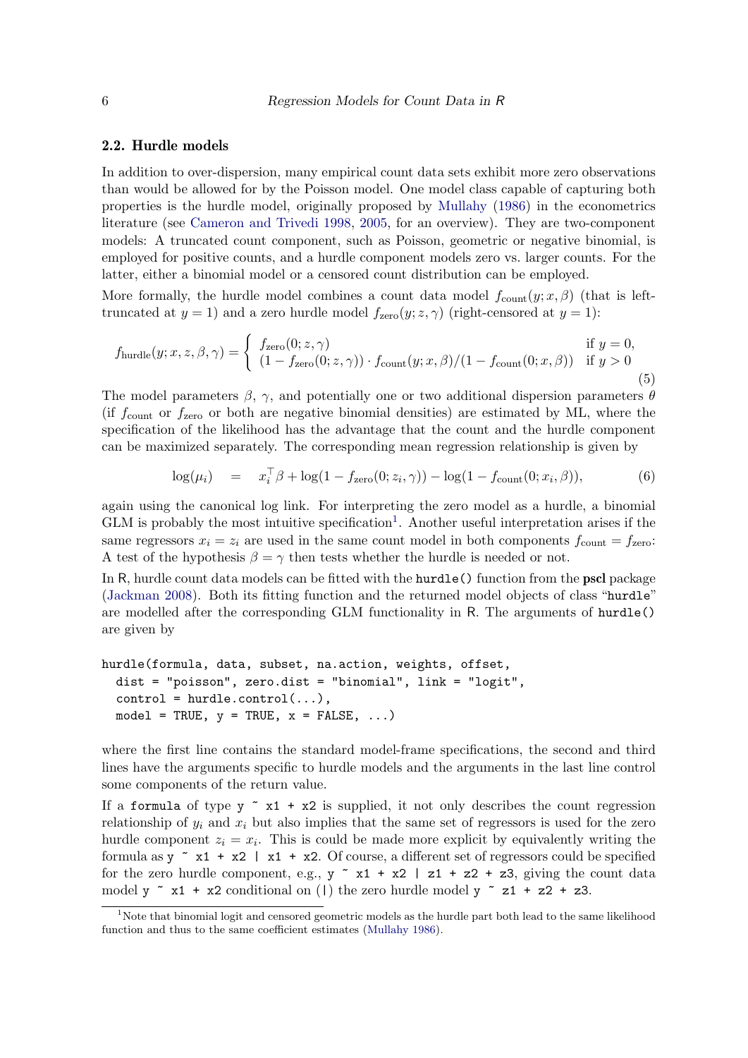### 2.2. Hurdle models

In addition to over-dispersion, many empirical count data sets exhibit more zero observations than would be allowed for by the Poisson model. One model class capable of capturing both properties is the hurdle model, originally proposed by Mullahy (1986) in the econometrics literature (see Cameron and Trivedi 1998, 2005, for an overview). They are two-component models: A truncated count component, such as Poisson, geometric or negative binomial, is employed for positive counts, and a hurdle component models zero vs. larger counts. For the latter, either a binomial model or a censored count distribution can be employed.

More formally, the hurdle model combines a count data model $f_{\text{count}}(y; x, \beta)$ (that is left-truncated at $y = 1$) and a zero hurdle model $f_{\text{zero}}(y; z, \gamma)$ (right-censored at $y = 1$):

$$f_{\text{hurdle}}(y; x, z, \beta, \gamma) = \begin{cases} f_{\text{zero}}(0; z, \gamma) & \text{if } y = 0, \\ (1 - f_{\text{zero}}(0; z, \gamma)) \cdot f_{\text{count}}(y; x, \beta)/(1 - f_{\text{count}}(0; x, \beta)) & \text{if } y > 0 \end{cases} \tag{5}$$

The model parameters $\beta$, $\gamma$, and potentially one or two additional dispersion parameters $\theta$ (if $f_{\text{count}}$ or $f_{\text{zero}}$ or both are negative binomial densities) are estimated by ML, where the specification of the likelihood has the advantage that the count and the hurdle component can be maximized separately. The corresponding mean regression relationship is given by

$$\log(\mu_i) \quad = \quad x_i^\top \beta + \log(1 - f_{\text{zero}}(0; z_i, \gamma)) - \log(1 - f_{\text{count}}(0; x_i, \beta)), \tag{6}$$

again using the canonical log link. For interpreting the zero model as a hurdle, a binomial GLM is probably the most intuitive specification[1]. Another useful interpretation arises if the same regressors $x_i = z_i$ are used in the same count model in both components $f_{\text{count}} = f_{\text{zero}}$: A test of the hypothesis $\beta = \gamma$ then tests whether the hurdle is needed or not.

In R, hurdle count data models can be fitted with the `hurdle()` function from the **pscl** package (Jackman 2008). Both its fitting function and the returned model objects of class "`hurdle`" are modelled after the corresponding GLM functionality in R. The arguments of `hurdle()` are given by

```
hurdle(formula, data, subset, na.action, weights, offset,
  dist = "poisson", zero.dist = "binomial", link = "logit",
  control = hurdle.control(...),
  model = TRUE, y = TRUE, x = FALSE, ...)
```

where the first line contains the standard model-frame specifications, the second and third lines have the arguments specific to hurdle models and the arguments in the last line control some components of the return value.

If a `formula` of type `y ~ x1 + x2` is supplied, it not only describes the count regression relationship of $y_i$ and $x_i$ but also implies that the same set of regressors is used for the zero hurdle component $z_i = x_i$. This is could be made more explicit by equivalently writing the formula as `y ~ x1 + x2 | x1 + x2`. Of course, a different set of regressors could be specified for the zero hurdle component, e.g., `y ~ x1 + x2 | z1 + z2 + z3`, giving the count data model `y ~ x1 + x2` conditional on (`|`) the zero hurdle model `y ~ z1 + z2 + z3`.

[1] Note that binomial logit and censored geometric models as the hurdle part both lead to the same likelihood function and thus to the same coefficient estimates (Mullahy 1986).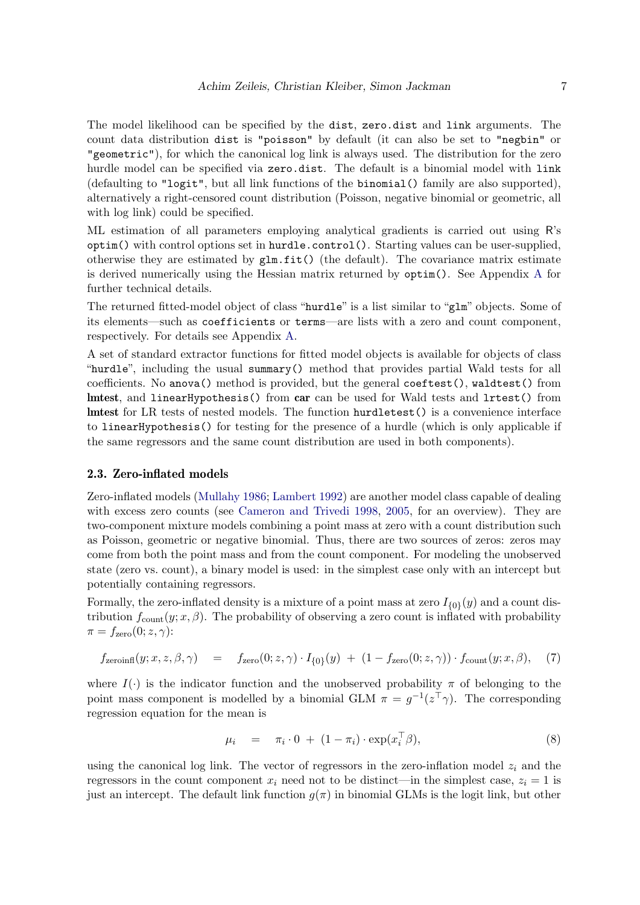The model likelihood can be specified by the `dist`, `zero.dist` and `link` arguments. The count data distribution `dist` is `"poisson"` by default (it can also be set to `"negbin"` or `"geometric"`), for which the canonical log link is always used. The distribution for the zero hurdle model can be specified via `zero.dist`. The default is a binomial model with `link` (defaulting to `"logit"`, but all link functions of the `binomial()` family are also supported), alternatively a right-censored count distribution (Poisson, negative binomial or geometric, all with log link) could be specified.

ML estimation of all parameters employing analytical gradients is carried out using R's `optim()` with control options set in `hurdle.control()`. Starting values can be user-supplied, otherwise they are estimated by `glm.fit()` (the default). The covariance matrix estimate is derived numerically using the Hessian matrix returned by `optim()`. See Appendix A for further technical details.

The returned fitted-model object of class "`hurdle`" is a list similar to "`glm`" objects. Some of its elements—such as `coefficients` or `terms`—are lists with a zero and count component, respectively. For details see Appendix A.

A set of standard extractor functions for fitted model objects is available for objects of class "`hurdle`", including the usual `summary()` method that provides partial Wald tests for all coefficients. No `anova()` method is provided, but the general `coeftest()`, `waldtest()` from **lmtest**, and `linearHypothesis()` from **car** can be used for Wald tests and `lrtest()` from **lmtest** for LR tests of nested models. The function `hurdletest()` is a convenience interface to `linearHypothesis()` for testing for the presence of a hurdle (which is only applicable if the same regressors and the same count distribution are used in both components).

### 2.3. Zero-inflated models

Zero-inflated models (Mullahy 1986; Lambert 1992) are another model class capable of dealing with excess zero counts (see Cameron and Trivedi 1998, 2005, for an overview). They are two-component mixture models combining a point mass at zero with a count distribution such as Poisson, geometric or negative binomial. Thus, there are two sources of zeros: zeros may come from both the point mass and from the count component. For modeling the unobserved state (zero vs. count), a binary model is used: in the simplest case only with an intercept but potentially containing regressors.

Formally, the zero-inflated density is a mixture of a point mass at zero $I_{\{0\}}(y)$ and a count distribution $f_{\mathrm{count}}(y; x, \beta)$. The probability of observing a zero count is inflated with probability $\pi = f_{\mathrm{zero}}(0; z, \gamma)$:

$$f_{\mathrm{zeroinfl}}(y; x, z, \beta, \gamma) \quad = \quad f_{\mathrm{zero}}(0; z, \gamma) \cdot I_{\{0\}}(y) \; + \; (1 - f_{\mathrm{zero}}(0; z, \gamma)) \cdot f_{\mathrm{count}}(y; x, \beta), \tag{7}$$

where $I(\cdot)$ is the indicator function and the unobserved probability $\pi$ of belonging to the point mass component is modelled by a binomial GLM $\pi = g^{-1}(z^\top \gamma)$. The corresponding regression equation for the mean is

$$\mu_i \quad = \quad \pi_i \cdot 0 \; + \; (1 - \pi_i) \cdot \exp(x_i^\top \beta), \tag{8}$$

using the canonical log link. The vector of regressors in the zero-inflation model $z_i$ and the regressors in the count component $x_i$ need not to be distinct—in the simplest case, $z_i = 1$ is just an intercept. The default link function $g(\pi)$ in binomial GLMs is the logit link, but other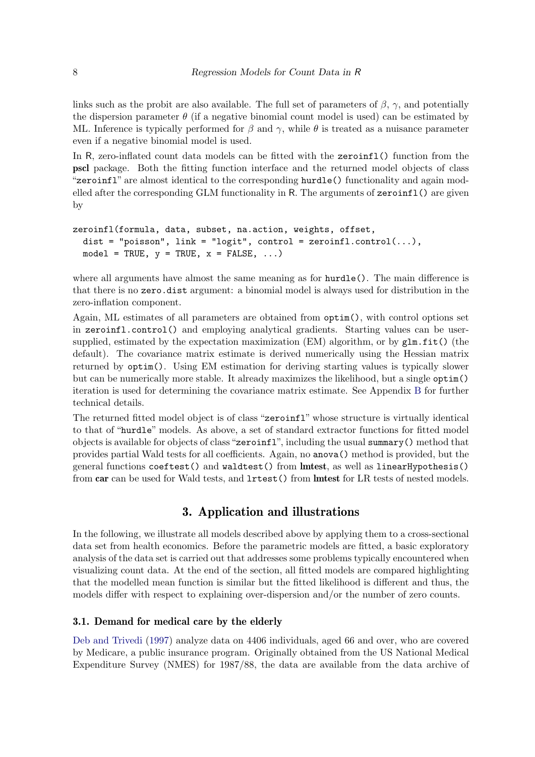links such as the probit are also available. The full set of parameters of $\beta$, $\gamma$, and potentially the dispersion parameter $\theta$ (if a negative binomial count model is used) can be estimated by ML. Inference is typically performed for $\beta$ and $\gamma$, while $\theta$ is treated as a nuisance parameter even if a negative binomial model is used.

In R, zero-inflated count data models can be fitted with the `zeroinfl()` function from the **pscl** package. Both the fitting function interface and the returned model objects of class "`zeroinfl`" are almost identical to the corresponding `hurdle()` functionality and again modelled after the corresponding GLM functionality in R. The arguments of `zeroinfl()` are given by

```
zeroinfl(formula, data, subset, na.action, weights, offset,
  dist = "poisson", link = "logit", control = zeroinfl.control(...),
  model = TRUE, y = TRUE, x = FALSE, ...)
```

where all arguments have almost the same meaning as for `hurdle()`. The main difference is that there is no `zero.dist` argument: a binomial model is always used for distribution in the zero-inflation component.

Again, ML estimates of all parameters are obtained from `optim()`, with control options set in `zeroinfl.control()` and employing analytical gradients. Starting values can be user-supplied, estimated by the expectation maximization (EM) algorithm, or by `glm.fit()` (the default). The covariance matrix estimate is derived numerically using the Hessian matrix returned by `optim()`. Using EM estimation for deriving starting values is typically slower but can be numerically more stable. It already maximizes the likelihood, but a single `optim()` iteration is used for determining the covariance matrix estimate. See Appendix B for further technical details.

The returned fitted model object is of class "`zeroinfl`" whose structure is virtually identical to that of "`hurdle`" models. As above, a set of standard extractor functions for fitted model objects is available for objects of class "`zeroinfl`", including the usual `summary()` method that provides partial Wald tests for all coefficients. Again, no `anova()` method is provided, but the general functions `coeftest()` and `waldtest()` from **lmtest**, as well as `linearHypothesis()` from **car** can be used for Wald tests, and `lrtest()` from **lmtest** for LR tests of nested models.

# 3. Application and illustrations

In the following, we illustrate all models described above by applying them to a cross-sectional data set from health economics. Before the parametric models are fitted, a basic exploratory analysis of the data set is carried out that addresses some problems typically encountered when visualizing count data. At the end of the section, all fitted models are compared highlighting that the modelled mean function is similar but the fitted likelihood is different and thus, the models differ with respect to explaining over-dispersion and/or the number of zero counts.

## 3.1. Demand for medical care by the elderly

Deb and Trivedi (1997) analyze data on 4406 individuals, aged 66 and over, who are covered by Medicare, a public insurance program. Originally obtained from the US National Medical Expenditure Survey (NMES) for 1987/88, the data are available from the data archive of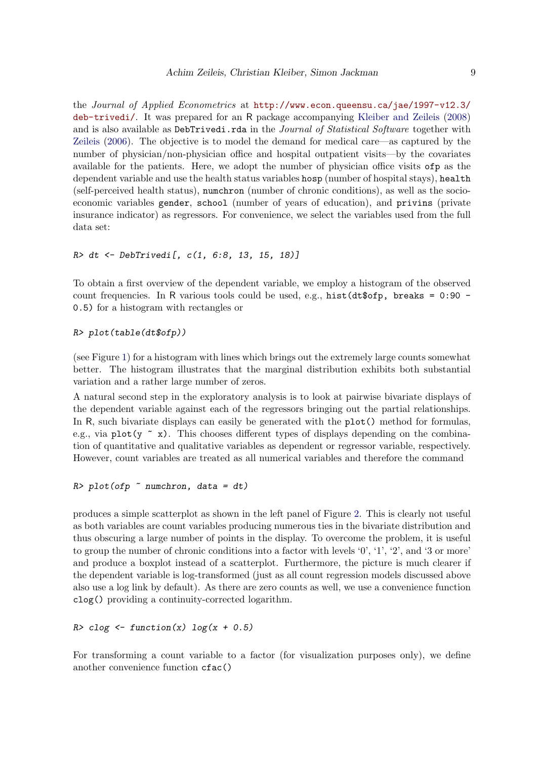the *Journal of Applied Econometrics* at http://www.econ.queensu.ca/jae/1997-v12.3/deb-trivedi/. It was prepared for an R package accompanying Kleiber and Zeileis (2008) and is also available as `DebTrivedi.rda` in the *Journal of Statistical Software* together with Zeileis (2006). The objective is to model the demand for medical care—as captured by the number of physician/non-physician office and hospital outpatient visits—by the covariates available for the patients. Here, we adopt the number of physician office visits `ofp` as the dependent variable and use the health status variables `hosp` (number of hospital stays), `health` (self-perceived health status), `numchron` (number of chronic conditions), as well as the socio-economic variables `gender`, `school` (number of years of education), and `privins` (private insurance indicator) as regressors. For convenience, we select the variables used from the full data set:

```
R> dt <- DebTrivedi[, c(1, 6:8, 13, 15, 18)]
```

To obtain a first overview of the dependent variable, we employ a histogram of the observed count frequencies. In R various tools could be used, e.g., `hist(dt$ofp, breaks = 0:90 - 0.5)` for a histogram with rectangles or

```
R> plot(table(dt$ofp))
```

(see Figure 1) for a histogram with lines which brings out the extremely large counts somewhat better. The histogram illustrates that the marginal distribution exhibits both substantial variation and a rather large number of zeros.

A natural second step in the exploratory analysis is to look at pairwise bivariate displays of the dependent variable against each of the regressors bringing out the partial relationships. In R, such bivariate displays can easily be generated with the `plot()` method for formulas, e.g., via `plot(y ~ x)`. This chooses different types of displays depending on the combination of quantitative and qualitative variables as dependent or regressor variable, respectively. However, count variables are treated as all numerical variables and therefore the command

```
R> plot(ofp ~ numchron, data = dt)
```

produces a simple scatterplot as shown in the left panel of Figure 2. This is clearly not useful as both variables are count variables producing numerous ties in the bivariate distribution and thus obscuring a large number of points in the display. To overcome the problem, it is useful to group the number of chronic conditions into a factor with levels '0', '1', '2', and '3 or more' and produce a boxplot instead of a scatterplot. Furthermore, the picture is much clearer if the dependent variable is log-transformed (just as all count regression models discussed above also use a log link by default). As there are zero counts as well, we use a convenience function `clog()` providing a continuity-corrected logarithm.

```
R> clog <- function(x) log(x + 0.5)
```

For transforming a count variable to a factor (for visualization purposes only), we define another convenience function `cfac()`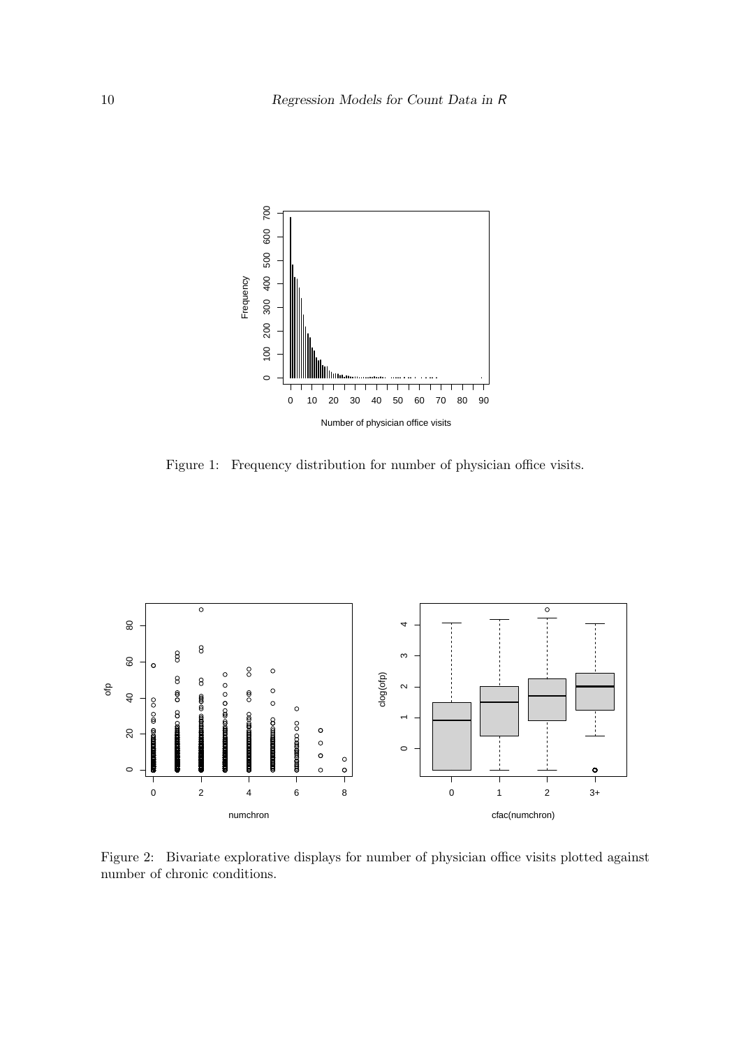Figure 1: Frequency distribution for number of physician office visits.

Figure 2: Bivariate explorative displays for number of physician office visits plotted against number of chronic conditions.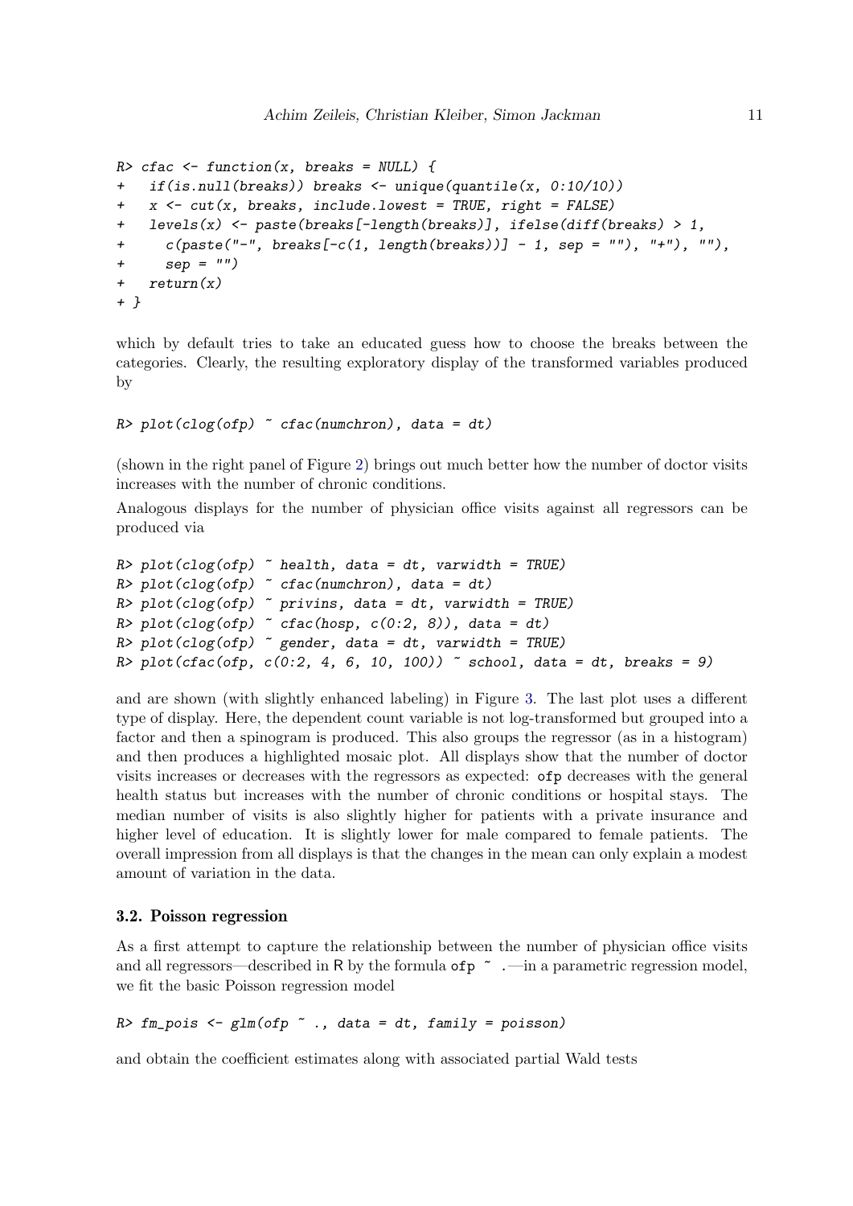```
R> cfac <- function(x, breaks = NULL) {
+   if(is.null(breaks)) breaks <- unique(quantile(x, 0:10/10))
+   x <- cut(x, breaks, include.lowest = TRUE, right = FALSE)
+   levels(x) <- paste(breaks[-length(breaks)], ifelse(diff(breaks) > 1,
+     c(paste("-", breaks[-c(1, length(breaks))] - 1, sep = ""), "+"), ""),
+     sep = "")
+   return(x)
+ }
```

which by default tries to take an educated guess how to choose the breaks between the categories. Clearly, the resulting exploratory display of the transformed variables produced by

```
R> plot(clog(ofp) ~ cfac(numchron), data = dt)
```

(shown in the right panel of Figure 2) brings out much better how the number of doctor visits increases with the number of chronic conditions.

Analogous displays for the number of physician office visits against all regressors can be produced via

```
R> plot(clog(ofp) ~ health, data = dt, varwidth = TRUE)
R> plot(clog(ofp) ~ cfac(numchron), data = dt)
R> plot(clog(ofp) ~ privins, data = dt, varwidth = TRUE)
R> plot(clog(ofp) ~ cfac(hosp, c(0:2, 8)), data = dt)
R> plot(clog(ofp) ~ gender, data = dt, varwidth = TRUE)
R> plot(cfac(ofp, c(0:2, 4, 6, 10, 100)) ~ school, data = dt, breaks = 9)
```

and are shown (with slightly enhanced labeling) in Figure 3. The last plot uses a different type of display. Here, the dependent count variable is not log-transformed but grouped into a factor and then a spinogram is produced. This also groups the regressor (as in a histogram) and then produces a highlighted mosaic plot. All displays show that the number of doctor visits increases or decreases with the regressors as expected: `ofp` decreases with the general health status but increases with the number of chronic conditions or hospital stays. The median number of visits is also slightly higher for patients with a private insurance and higher level of education. It is slightly lower for male compared to female patients. The overall impression from all displays is that the changes in the mean can only explain a modest amount of variation in the data.

### 3.2. Poisson regression

As a first attempt to capture the relationship between the number of physician office visits and all regressors—described in R by the formula `ofp ~ .`—in a parametric regression model, we fit the basic Poisson regression model

```
R> fm_pois <- glm(ofp ~ ., data = dt, family = poisson)
```

and obtain the coefficient estimates along with associated partial Wald tests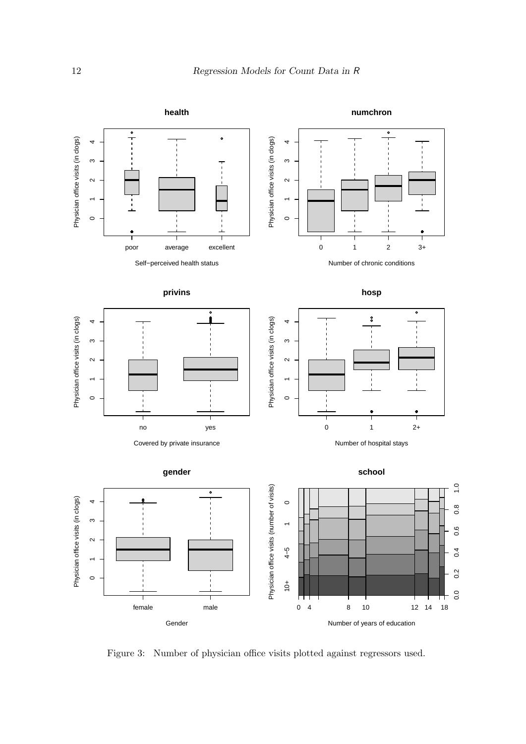Figure 3: Number of physician office visits plotted against regressors used.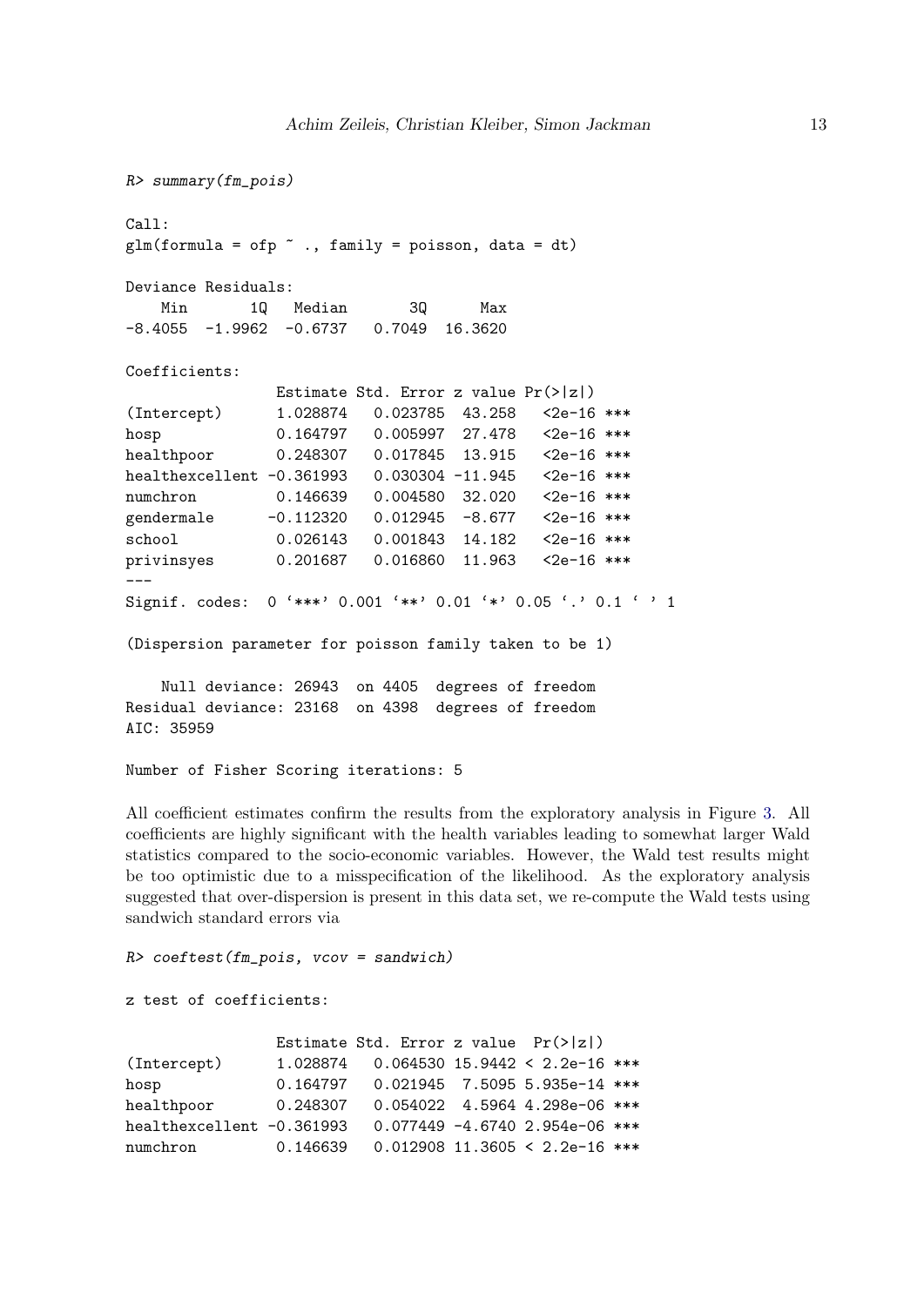```
R> summary(fm_pois)

Call:
glm(formula = ofp ~ ., family = poisson, data = dt)

Deviance Residuals:
    Min       1Q   Median       3Q      Max
-8.4055  -1.9962  -0.6737   0.7049  16.3620

Coefficients:
                 Estimate Std. Error z value Pr(>|z|)
(Intercept)      1.028874   0.023785  43.258   <2e-16 ***
hosp             0.164797   0.005997  27.478   <2e-16 ***
healthpoor       0.248307   0.017845  13.915   <2e-16 ***
healthexcellent -0.361993   0.030304 -11.945   <2e-16 ***
numchron         0.146639   0.004580  32.020   <2e-16 ***
gendermale      -0.112320   0.012945  -8.677   <2e-16 ***
school           0.026143   0.001843  14.182   <2e-16 ***
privinsyes       0.201687   0.016860  11.963   <2e-16 ***
---
Signif. codes:  0 '***' 0.001 '**' 0.01 '*' 0.05 '.' 0.1 ' ' 1

(Dispersion parameter for poisson family taken to be 1)

    Null deviance: 26943  on 4405  degrees of freedom
Residual deviance: 23168  on 4398  degrees of freedom
AIC: 35959

Number of Fisher Scoring iterations: 5
```

All coefficient estimates confirm the results from the exploratory analysis in Figure 3. All coefficients are highly significant with the health variables leading to somewhat larger Wald statistics compared to the socio-economic variables. However, the Wald test results might be too optimistic due to a misspecification of the likelihood. As the exploratory analysis suggested that over-dispersion is present in this data set, we re-compute the Wald tests using sandwich standard errors via

```
R> coeftest(fm_pois, vcov = sandwich)

z test of coefficients:

                 Estimate Std. Error z value  Pr(>|z|)
(Intercept)      1.028874   0.064530 15.9442 < 2.2e-16 ***
hosp             0.164797   0.021945  7.5095 5.935e-14 ***
healthpoor       0.248307   0.054022  4.5964 4.298e-06 ***
healthexcellent -0.361993   0.077449 -4.6740 2.954e-06 ***
numchron         0.146639   0.012908 11.3605 < 2.2e-16 ***
```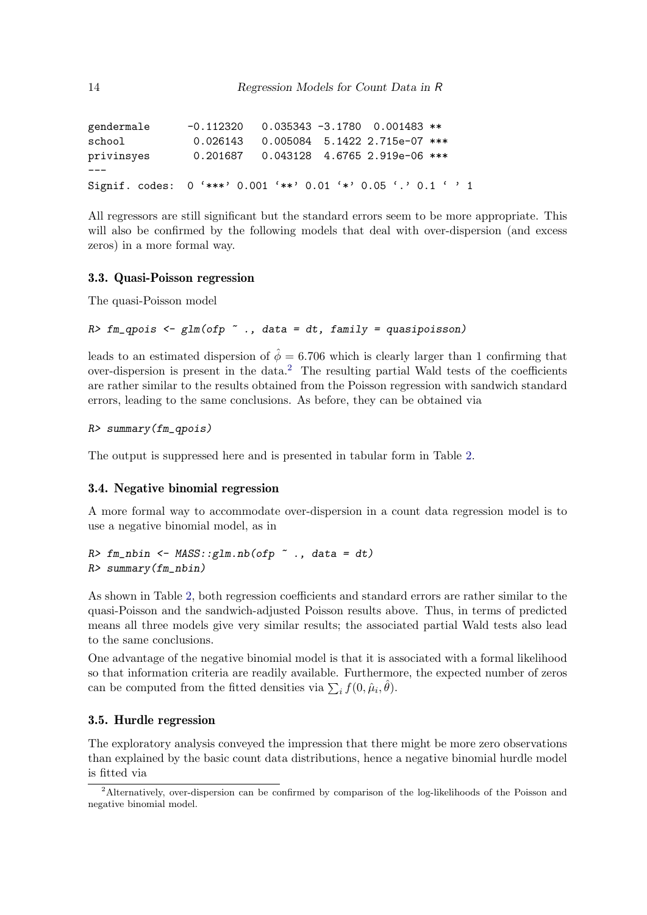```
gendermale      -0.112320   0.035343 -3.1780  0.001483 **
school           0.026143   0.005084  5.1422 2.715e-07 ***
privinsyes       0.201687   0.043128  4.6765 2.919e-06 ***
---
Signif. codes:  0 '***' 0.001 '**' 0.01 '*' 0.05 '.' 0.1 ' ' 1
```

All regressors are still significant but the standard errors seem to be more appropriate. This will also be confirmed by the following models that deal with over-dispersion (and excess zeros) in a more formal way.

### 3.3. Quasi-Poisson regression

The quasi-Poisson model

```
R> fm_qpois <- glm(ofp ~ ., data = dt, family = quasipoisson)
```

leads to an estimated dispersion of $\hat{\phi} = 6.706$ which is clearly larger than 1 confirming that over-dispersion is present in the data.[2] The resulting partial Wald tests of the coefficients are rather similar to the results obtained from the Poisson regression with sandwich standard errors, leading to the same conclusions. As before, they can be obtained via

```
R> summary(fm_qpois)
```

The output is suppressed here and is presented in tabular form in Table 2.

### 3.4. Negative binomial regression

A more formal way to accommodate over-dispersion in a count data regression model is to use a negative binomial model, as in

```
R> fm_nbin <- MASS::glm.nb(ofp ~ ., data = dt)
R> summary(fm_nbin)
```

As shown in Table 2, both regression coefficients and standard errors are rather similar to the quasi-Poisson and the sandwich-adjusted Poisson results above. Thus, in terms of predicted means all three models give very similar results; the associated partial Wald tests also lead to the same conclusions.

One advantage of the negative binomial model is that it is associated with a formal likelihood so that information criteria are readily available. Furthermore, the expected number of zeros can be computed from the fitted densities via $\sum_i f(0, \hat{\mu}_i, \hat{\theta})$.

### 3.5. Hurdle regression

The exploratory analysis conveyed the impression that there might be more zero observations than explained by the basic count data distributions, hence a negative binomial hurdle model is fitted via

[2] Alternatively, over-dispersion can be confirmed by comparison of the log-likelihoods of the Poisson and negative binomial model.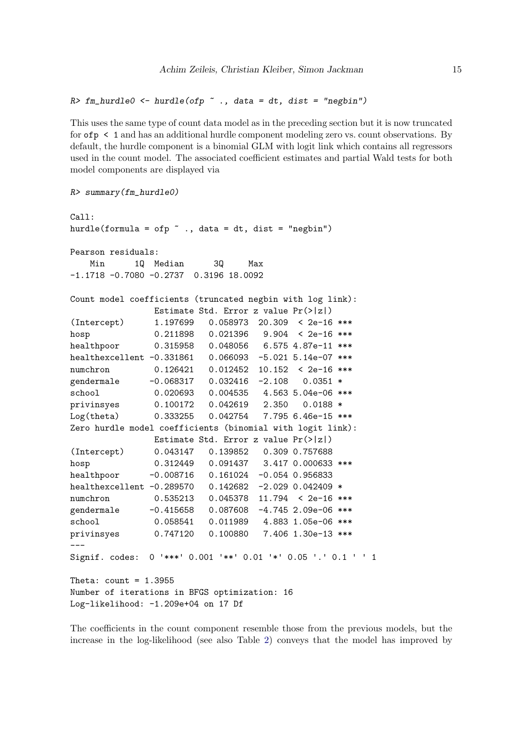```
R> fm_hurdle0 <- hurdle(ofp ~ ., data = dt, dist = "negbin")
```

This uses the same type of count data model as in the preceding section but it is now truncated for `ofp < 1` and has an additional hurdle component modeling zero vs. count observations. By default, the hurdle component is a binomial GLM with logit link which contains all regressors used in the count model. The associated coefficient estimates and partial Wald tests for both model components are displayed via

```
R> summary(fm_hurdle0)

Call:
hurdle(formula = ofp ~ ., data = dt, dist = "negbin")

Pearson residuals:
    Min      1Q  Median      3Q     Max 
-1.1718 -0.7080 -0.2737  0.3196 18.0092 

Count model coefficients (truncated negbin with log link):
                Estimate Std. Error z value Pr(>|z|)    
(Intercept)     1.197699   0.058973  20.309  < 2e-16 ***
hosp            0.211898   0.021396   9.904  < 2e-16 ***
healthpoor      0.315958   0.048056   6.575 4.87e-11 ***
healthexcellent -0.331861  0.066093  -5.021 5.14e-07 ***
numchron        0.126421   0.012452  10.152  < 2e-16 ***
gendermale     -0.068317   0.032416  -2.108   0.0351 *  
school          0.020693   0.004535   4.563 5.04e-06 ***
privinsyes      0.100172   0.042619   2.350   0.0188 *  
Log(theta)      0.333255   0.042754   7.795 6.46e-15 ***
Zero hurdle model coefficients (binomial with logit link):
                Estimate Std. Error z value Pr(>|z|)    
(Intercept)     0.043147   0.139852   0.309 0.757688    
hosp            0.312449   0.091437   3.417 0.000633 ***
healthpoor     -0.008716   0.161024  -0.054 0.956833    
healthexcellent -0.289570  0.142682  -2.029 0.042409 *  
numchron        0.535213   0.045378  11.794  < 2e-16 ***
gendermale     -0.415658   0.087608  -4.745 2.09e-06 ***
school          0.058541   0.011989   4.883 1.05e-06 ***
privinsyes      0.747120   0.100880   7.406 1.30e-13 ***
---
Signif. codes:  0 '***' 0.001 '**' 0.01 '*' 0.05 '.' 0.1 ' ' 1 

Theta: count = 1.3955
Number of iterations in BFGS optimization: 16 
Log-likelihood: -1.209e+04 on 17 Df
```

The coefficients in the count component resemble those from the previous models, but the increase in the log-likelihood (see also Table 2) conveys that the model has improved by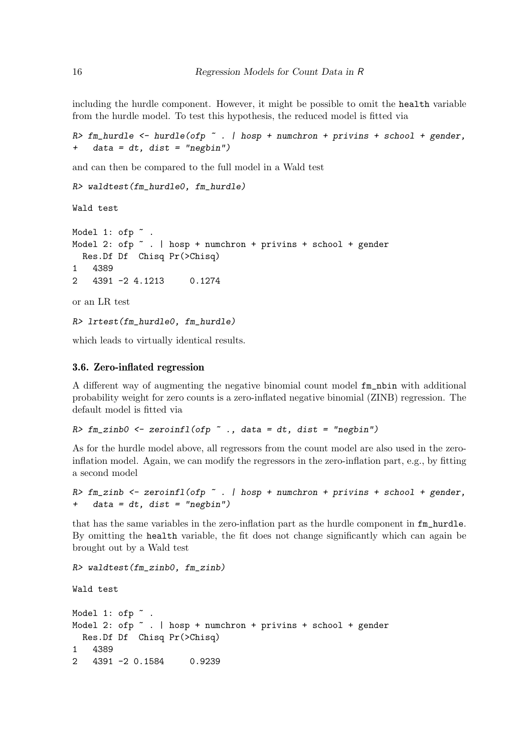including the hurdle component. However, it might be possible to omit the `health` variable from the hurdle model. To test this hypothesis, the reduced model is fitted via

```
R> fm_hurdle <- hurdle(ofp ~ . | hosp + numchron + privins + school + gender,
+   data = dt, dist = "negbin")
```

and can then be compared to the full model in a Wald test

```
R> waldtest(fm_hurdle0, fm_hurdle)

Wald test

Model 1: ofp ~ .
Model 2: ofp ~ . | hosp + numchron + privins + school + gender
  Res.Df Df  Chisq Pr(>Chisq)
1   4389
2   4391 -2 4.1213     0.1274
```

or an LR test

```
R> lrtest(fm_hurdle0, fm_hurdle)
```

which leads to virtually identical results.

### 3.6. Zero-inflated regression

A different way of augmenting the negative binomial count model `fm_nbin` with additional probability weight for zero counts is a zero-inflated negative binomial (ZINB) regression. The default model is fitted via

```
R> fm_zinb0 <- zeroinfl(ofp ~ ., data = dt, dist = "negbin")
```

As for the hurdle model above, all regressors from the count model are also used in the zero-inflation model. Again, we can modify the regressors in the zero-inflation part, e.g., by fitting a second model

```
R> fm_zinb <- zeroinfl(ofp ~ . | hosp + numchron + privins + school + gender,
+   data = dt, dist = "negbin")
```

that has the same variables in the zero-inflation part as the hurdle component in `fm_hurdle`. By omitting the `health` variable, the fit does not change significantly which can again be brought out by a Wald test

```
R> waldtest(fm_zinb0, fm_zinb)

Wald test

Model 1: ofp ~ .
Model 2: ofp ~ . | hosp + numchron + privins + school + gender
  Res.Df Df  Chisq Pr(>Chisq)
1   4389
2   4391 -2 0.1584     0.9239
```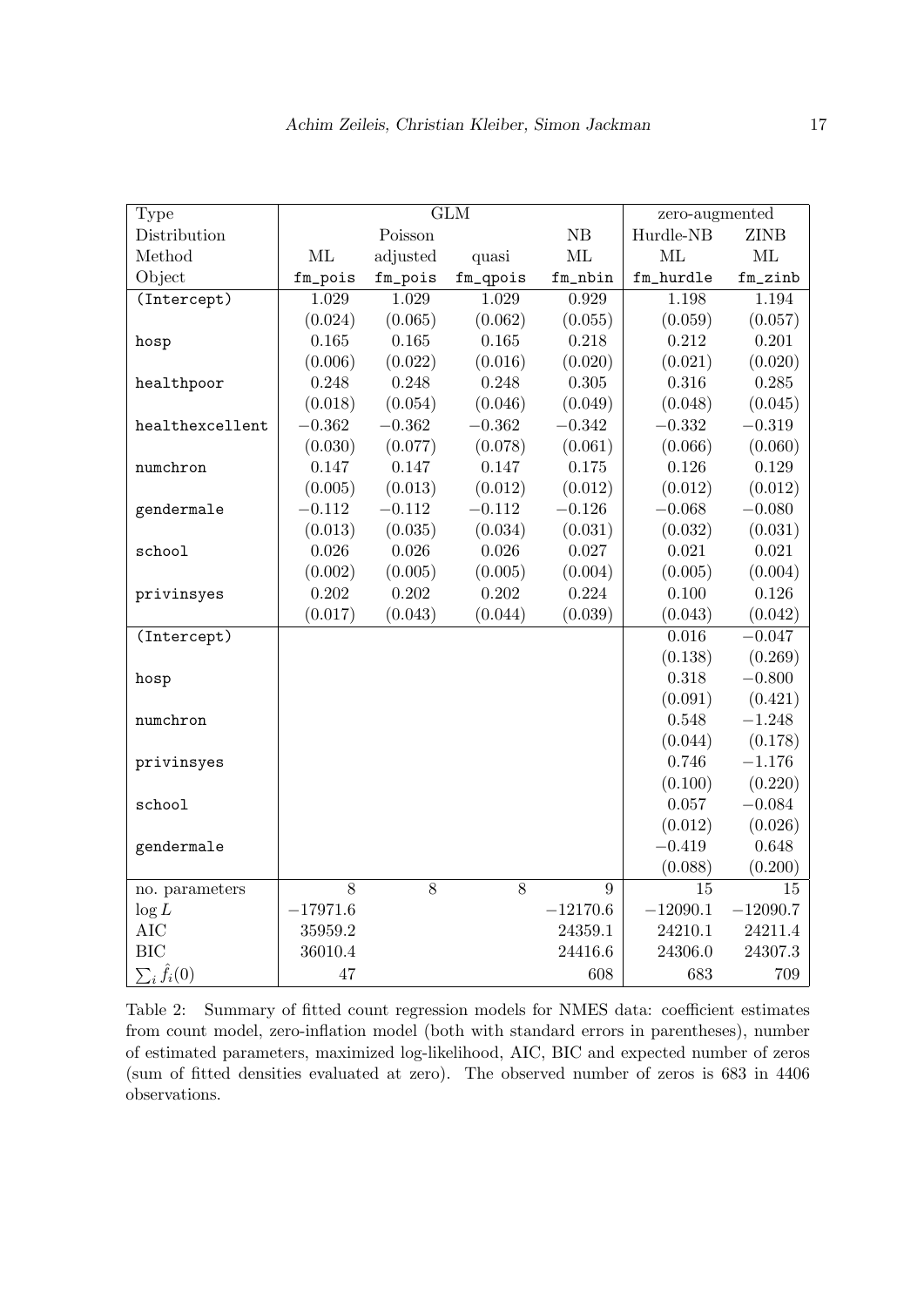| Type | GLM | | | | zero-augmented | |
|---|---|---|---|---|---|---|
| Distribution | | Poisson | | NB | Hurdle-NB | ZINB |
| Method | ML | adjusted | quasi | ML | ML | ML |
| Object | `fm_pois` | `fm_pois` | `fm_qpois` | `fm_nbin` | `fm_hurdle` | `fm_zinb` |
| `(Intercept)` | 1.029 | 1.029 | 1.029 | 0.929 | 1.198 | 1.194 |
| | (0.024) | (0.065) | (0.062) | (0.055) | (0.059) | (0.057) |
| `hosp` | 0.165 | 0.165 | 0.165 | 0.218 | 0.212 | 0.201 |
| | (0.006) | (0.022) | (0.016) | (0.020) | (0.021) | (0.020) |
| `healthpoor` | 0.248 | 0.248 | 0.248 | 0.305 | 0.316 | 0.285 |
| | (0.018) | (0.054) | (0.046) | (0.049) | (0.048) | (0.045) |
| `healthexcellent` | −0.362 | −0.362 | −0.362 | −0.342 | −0.332 | −0.319 |
| | (0.030) | (0.077) | (0.078) | (0.061) | (0.066) | (0.060) |
| `numchron` | 0.147 | 0.147 | 0.147 | 0.175 | 0.126 | 0.129 |
| | (0.005) | (0.013) | (0.012) | (0.012) | (0.012) | (0.012) |
| `gendermale` | −0.112 | −0.112 | −0.112 | −0.126 | −0.068 | −0.080 |
| | (0.013) | (0.035) | (0.034) | (0.031) | (0.032) | (0.031) |
| `school` | 0.026 | 0.026 | 0.026 | 0.027 | 0.021 | 0.021 |
| | (0.002) | (0.005) | (0.005) | (0.004) | (0.005) | (0.004) |
| `privinsyes` | 0.202 | 0.202 | 0.202 | 0.224 | 0.100 | 0.126 |
| | (0.017) | (0.043) | (0.044) | (0.039) | (0.043) | (0.042) |
| `(Intercept)` | | | | | 0.016 | −0.047 |
| | | | | | (0.138) | (0.269) |
| `hosp` | | | | | 0.318 | −0.800 |
| | | | | | (0.091) | (0.421) |
| `numchron` | | | | | 0.548 | −1.248 |
| | | | | | (0.044) | (0.178) |
| `privinsyes` | | | | | 0.746 | −1.176 |
| | | | | | (0.100) | (0.220) |
| `school` | | | | | 0.057 | −0.084 |
| | | | | | (0.012) | (0.026) |
| `gendermale` | | | | | −0.419 | 0.648 |
| | | | | | (0.088) | (0.200) |
| no. parameters | 8 | 8 | 8 | 9 | 15 | 15 |
| $\log L$ | −17971.6 | | | −12170.6 | −12090.1 | −12090.7 |
| AIC | 35959.2 | | | 24359.1 | 24210.1 | 24211.4 |
| BIC | 36010.4 | | | 24416.6 | 24306.0 | 24307.3 |
| $\sum_i \hat{f}_i(0)$ | 47 | | | 608 | 683 | 709 |

Table 2: Summary of fitted count regression models for NMES data: coefficient estimates from count model, zero-inflation model (both with standard errors in parentheses), number of estimated parameters, maximized log-likelihood, AIC, BIC and expected number of zeros (sum of fitted densities evaluated at zero). The observed number of zeros is 683 in 4406 observations.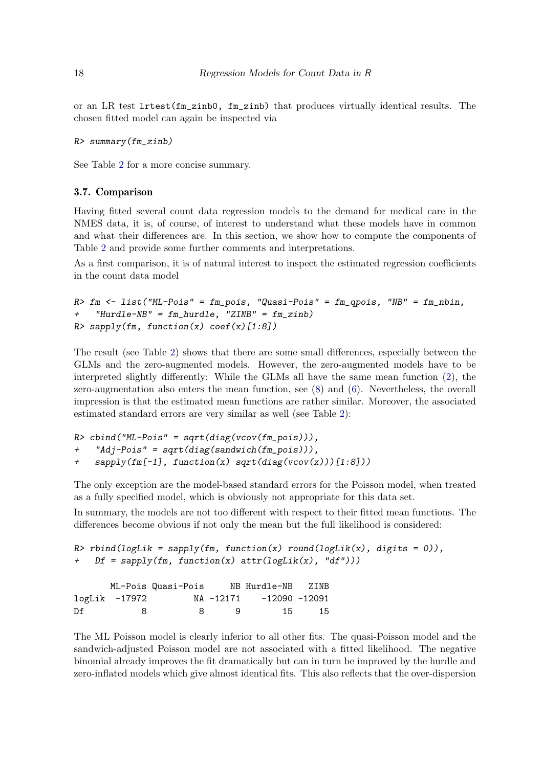or an LR test `lrtest(fm_zinb0, fm_zinb)` that produces virtually identical results. The chosen fitted model can again be inspected via

```
R> summary(fm_zinb)
```

See Table 2 for a more concise summary.

### 3.7. Comparison

Having fitted several count data regression models to the demand for medical care in the NMES data, it is, of course, of interest to understand what these models have in common and what their differences are. In this section, we show how to compute the components of Table 2 and provide some further comments and interpretations.

As a first comparison, it is of natural interest to inspect the estimated regression coefficients in the count data model

```
R> fm <- list("ML-Pois" = fm_pois, "Quasi-Pois" = fm_qpois, "NB" = fm_nbin,
+   "Hurdle-NB" = fm_hurdle, "ZINB" = fm_zinb)
R> sapply(fm, function(x) coef(x)[1:8])
```

The result (see Table 2) shows that there are some small differences, especially between the GLMs and the zero-augmented models. However, the zero-augmented models have to be interpreted slightly differently: While the GLMs all have the same mean function (2), the zero-augmentation also enters the mean function, see (8) and (6). Nevertheless, the overall impression is that the estimated mean functions are rather similar. Moreover, the associated estimated standard errors are very similar as well (see Table 2):

```
R> cbind("ML-Pois" = sqrt(diag(vcov(fm_pois))),
+   "Adj-Pois" = sqrt(diag(sandwich(fm_pois))),
+   sapply(fm[-1], function(x) sqrt(diag(vcov(x)))[1:8]))
```

The only exception are the model-based standard errors for the Poisson model, when treated as a fully specified model, which is obviously not appropriate for this data set.

In summary, the models are not too different with respect to their fitted mean functions. The differences become obvious if not only the mean but the full likelihood is considered:

```
R> rbind(logLik = sapply(fm, function(x) round(logLik(x), digits = 0)),
+   Df = sapply(fm, function(x) attr(logLik(x), "df")))

       ML-Pois Quasi-Pois     NB Hurdle-NB   ZINB
logLik  -17972         NA -12171    -12090 -12091
Df           8          8      9        15     15
```

The ML Poisson model is clearly inferior to all other fits. The quasi-Poisson model and the sandwich-adjusted Poisson model are not associated with a fitted likelihood. The negative binomial already improves the fit dramatically but can in turn be improved by the hurdle and zero-inflated models which give almost identical fits. This also reflects that the over-dispersion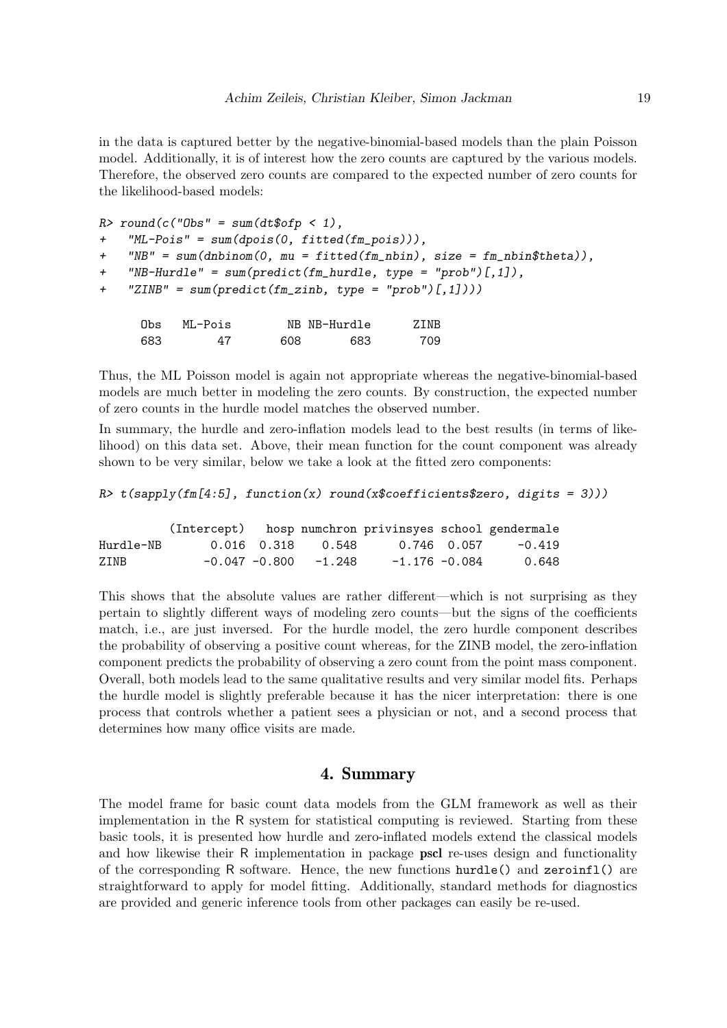in the data is captured better by the negative-binomial-based models than the plain Poisson model. Additionally, it is of interest how the zero counts are captured by the various models. Therefore, the observed zero counts are compared to the expected number of zero counts for the likelihood-based models:

```
R> round(c("Obs" = sum(dt$ofp < 1),
+   "ML-Pois" = sum(dpois(0, fitted(fm_pois))),
+   "NB" = sum(dnbinom(0, mu = fitted(fm_nbin), size = fm_nbin$theta)),
+   "NB-Hurdle" = sum(predict(fm_hurdle, type = "prob")[,1]),
+   "ZINB" = sum(predict(fm_zinb, type = "prob")[,1])))

      Obs   ML-Pois        NB NB-Hurdle      ZINB
      683        47       608       683       709
```

Thus, the ML Poisson model is again not appropriate whereas the negative-binomial-based models are much better in modeling the zero counts. By construction, the expected number of zero counts in the hurdle model matches the observed number.

In summary, the hurdle and zero-inflation models lead to the best results (in terms of likelihood) on this data set. Above, their mean function for the count component was already shown to be very similar, below we take a look at the fitted zero components:

```
R> t(sapply(fm[4:5], function(x) round(x$coefficients$zero, digits = 3)))

          (Intercept)   hosp numchron privinsyes school gendermale
Hurdle-NB       0.016  0.318    0.548      0.746  0.057     -0.419
ZINB           -0.047 -0.800   -1.248     -1.176 -0.084      0.648
```

This shows that the absolute values are rather different—which is not surprising as they pertain to slightly different ways of modeling zero counts—but the signs of the coefficients match, i.e., are just inversed. For the hurdle model, the zero hurdle component describes the probability of observing a positive count whereas, for the ZINB model, the zero-inflation component predicts the probability of observing a zero count from the point mass component. Overall, both models lead to the same qualitative results and very similar model fits. Perhaps the hurdle model is slightly preferable because it has the nicer interpretation: there is one process that controls whether a patient sees a physician or not, and a second process that determines how many office visits are made.

# 4. Summary

The model frame for basic count data models from the GLM framework as well as their implementation in the R system for statistical computing is reviewed. Starting from these basic tools, it is presented how hurdle and zero-inflated models extend the classical models and how likewise their R implementation in package **pscl** re-uses design and functionality of the corresponding R software. Hence, the new functions `hurdle()` and `zeroinfl()` are straightforward to apply for model fitting. Additionally, standard methods for diagnostics are provided and generic inference tools from other packages can easily be re-used.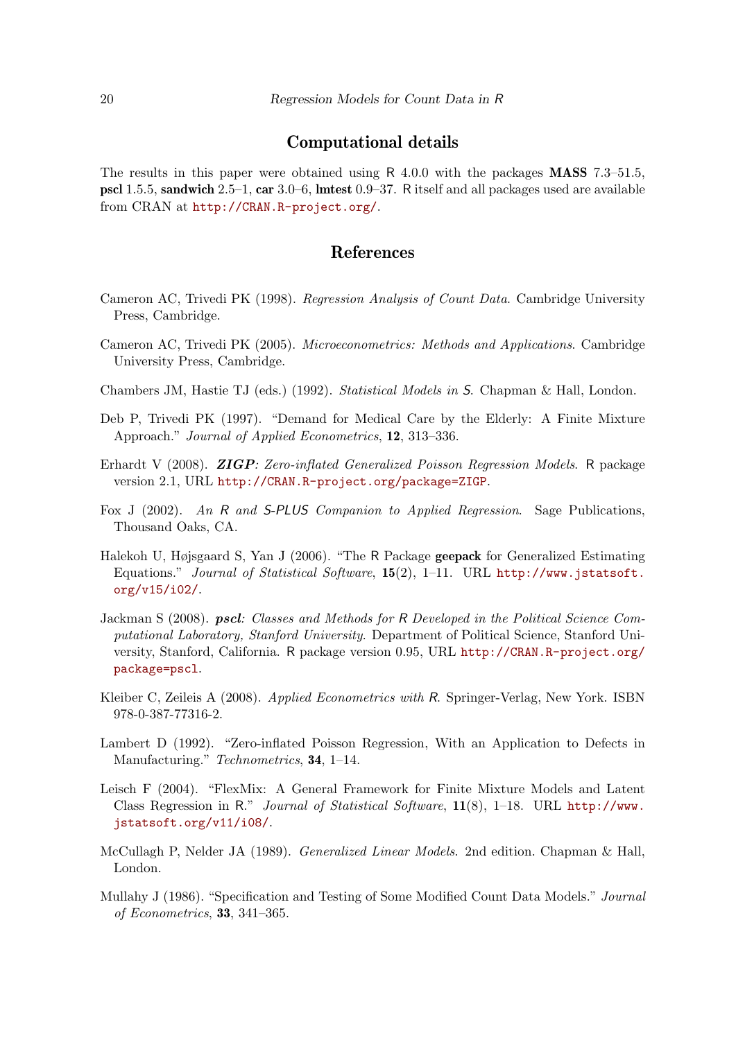## Computational details

The results in this paper were obtained using R 4.0.0 with the packages **MASS** 7.3–51.5, **pscl** 1.5.5, **sandwich** 2.5–1, **car** 3.0–6, **lmtest** 0.9–37. R itself and all packages used are available from CRAN at http://CRAN.R-project.org/.

## References

Cameron AC, Trivedi PK (1998). *Regression Analysis of Count Data*. Cambridge University Press, Cambridge.

Cameron AC, Trivedi PK (2005). *Microeconometrics: Methods and Applications*. Cambridge University Press, Cambridge.

Chambers JM, Hastie TJ (eds.) (1992). *Statistical Models in S*. Chapman & Hall, London.

Deb P, Trivedi PK (1997). "Demand for Medical Care by the Elderly: A Finite Mixture Approach." *Journal of Applied Econometrics*, **12**, 313–336.

Erhardt V (2008). ***ZIGP**: Zero-inflated Generalized Poisson Regression Models*. R package version 2.1, URL http://CRAN.R-project.org/package=ZIGP.

Fox J (2002). *An R and S-PLUS Companion to Applied Regression*. Sage Publications, Thousand Oaks, CA.

Halekoh U, Højsgaard S, Yan J (2006). "The R Package **geepack** for Generalized Estimating Equations." *Journal of Statistical Software*, **15**(2), 1–11. URL http://www.jstatsoft.org/v15/i02/.

Jackman S (2008). ***pscl**: Classes and Methods for R Developed in the Political Science Computational Laboratory, Stanford University*. Department of Political Science, Stanford University, Stanford, California. R package version 0.95, URL http://CRAN.R-project.org/package=pscl.

Kleiber C, Zeileis A (2008). *Applied Econometrics with R*. Springer-Verlag, New York. ISBN 978-0-387-77316-2.

Lambert D (1992). "Zero-inflated Poisson Regression, With an Application to Defects in Manufacturing." *Technometrics*, **34**, 1–14.

Leisch F (2004). "FlexMix: A General Framework for Finite Mixture Models and Latent Class Regression in R." *Journal of Statistical Software*, **11**(8), 1–18. URL http://www.jstatsoft.org/v11/i08/.

McCullagh P, Nelder JA (1989). *Generalized Linear Models*. 2nd edition. Chapman & Hall, London.

Mullahy J (1986). "Specification and Testing of Some Modified Count Data Models." *Journal of Econometrics*, **33**, 341–365.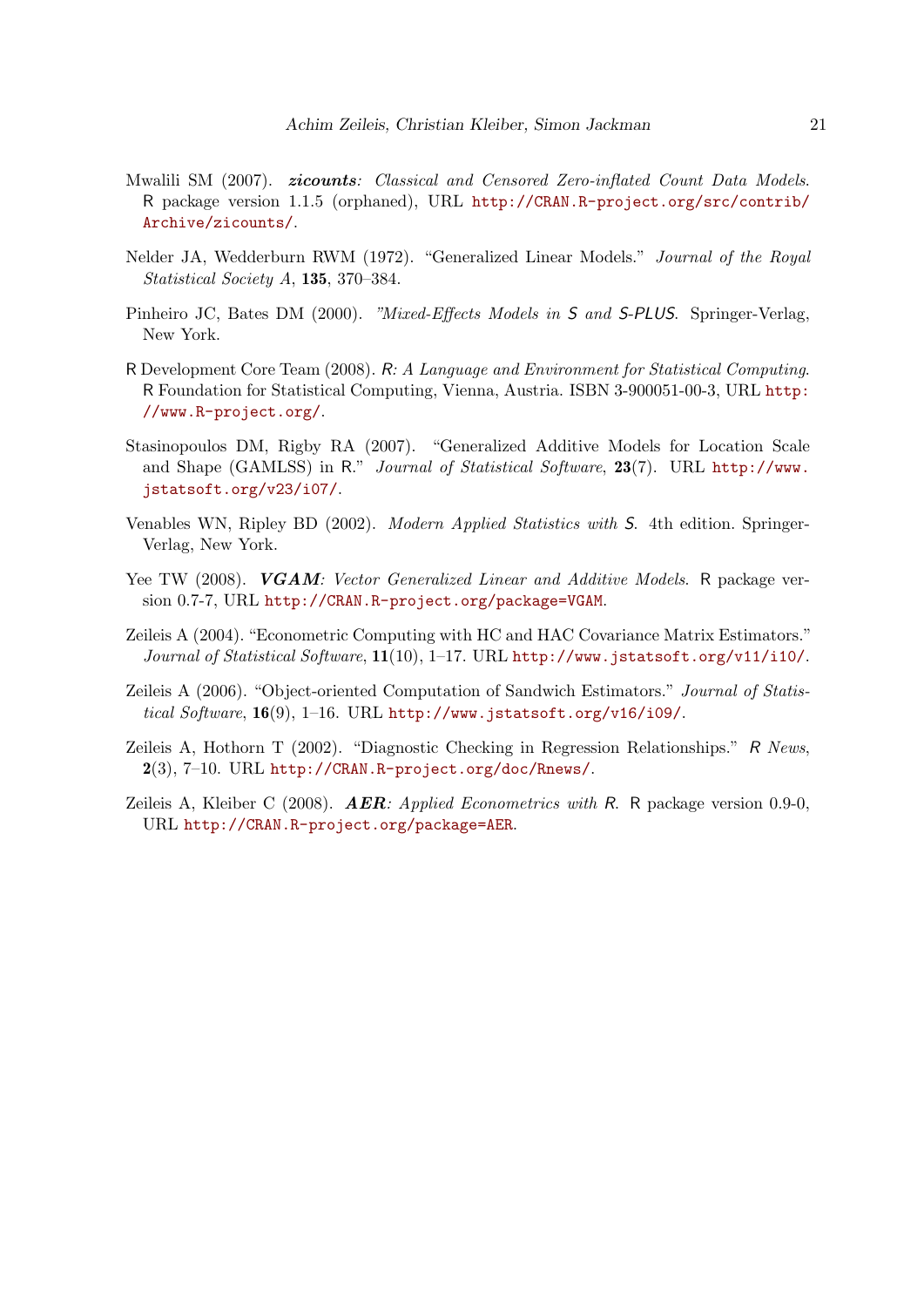Mwalili SM (2007). ***zicounts**: Classical and Censored Zero-inflated Count Data Models*. R package version 1.1.5 (orphaned), URL http://CRAN.R-project.org/src/contrib/Archive/zicounts/.

Nelder JA, Wedderburn RWM (1972). "Generalized Linear Models." *Journal of the Royal Statistical Society A*, **135**, 370–384.

Pinheiro JC, Bates DM (2000). *"Mixed-Effects Models in S and S-PLUS*. Springer-Verlag, New York.

R Development Core Team (2008). *R: A Language and Environment for Statistical Computing*. R Foundation for Statistical Computing, Vienna, Austria. ISBN 3-900051-00-3, URL http://www.R-project.org/.

Stasinopoulos DM, Rigby RA (2007). "Generalized Additive Models for Location Scale and Shape (GAMLSS) in R." *Journal of Statistical Software*, **23**(7). URL http://www.jstatsoft.org/v23/i07/.

Venables WN, Ripley BD (2002). *Modern Applied Statistics with S*. 4th edition. Springer-Verlag, New York.

Yee TW (2008). ***VGAM**: Vector Generalized Linear and Additive Models*. R package version 0.7-7, URL http://CRAN.R-project.org/package=VGAM.

Zeileis A (2004). "Econometric Computing with HC and HAC Covariance Matrix Estimators." *Journal of Statistical Software*, **11**(10), 1–17. URL http://www.jstatsoft.org/v11/i10/.

Zeileis A (2006). "Object-oriented Computation of Sandwich Estimators." *Journal of Statistical Software*, **16**(9), 1–16. URL http://www.jstatsoft.org/v16/i09/.

Zeileis A, Hothorn T (2002). "Diagnostic Checking in Regression Relationships." *R News*, **2**(3), 7–10. URL http://CRAN.R-project.org/doc/Rnews/.

Zeileis A, Kleiber C (2008). ***AER**: Applied Econometrics with R*. R package version 0.9-0, URL http://CRAN.R-project.org/package=AER.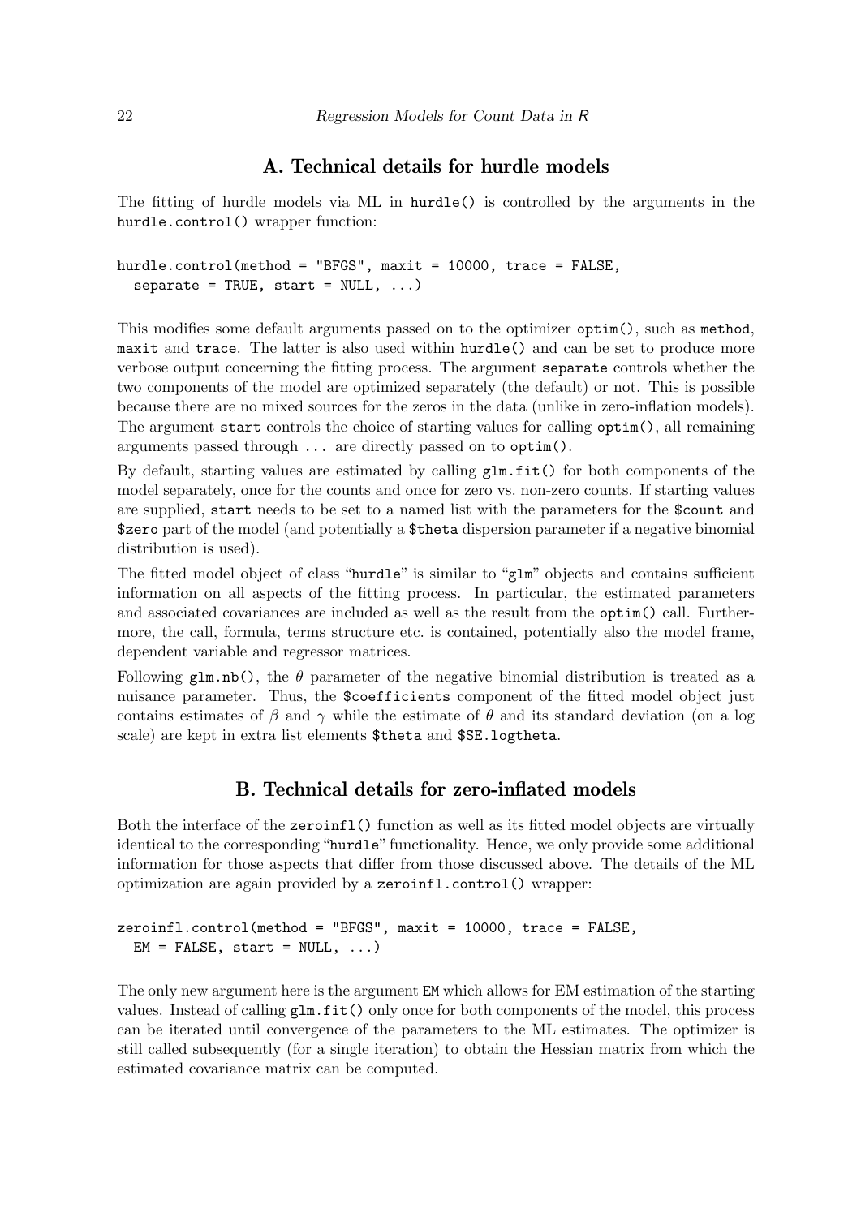# A. Technical details for hurdle models

The fitting of hurdle models via ML in `hurdle()` is controlled by the arguments in the `hurdle.control()` wrapper function:

```
hurdle.control(method = "BFGS", maxit = 10000, trace = FALSE,
  separate = TRUE, start = NULL, ...)
```

This modifies some default arguments passed on to the optimizer `optim()`, such as `method`, `maxit` and `trace`. The latter is also used within `hurdle()` and can be set to produce more verbose output concerning the fitting process. The argument `separate` controls whether the two components of the model are optimized separately (the default) or not. This is possible because there are no mixed sources for the zeros in the data (unlike in zero-inflation models). The argument `start` controls the choice of starting values for calling `optim()`, all remaining arguments passed through `...` are directly passed on to `optim()`.

By default, starting values are estimated by calling `glm.fit()` for both components of the model separately, once for the counts and once for zero vs. non-zero counts. If starting values are supplied, `start` needs to be set to a named list with the parameters for the `$count` and `$zero` part of the model (and potentially a `$theta` dispersion parameter if a negative binomial distribution is used).

The fitted model object of class "`hurdle`" is similar to "`glm`" objects and contains sufficient information on all aspects of the fitting process. In particular, the estimated parameters and associated covariances are included as well as the result from the `optim()` call. Furthermore, the call, formula, terms structure etc. is contained, potentially also the model frame, dependent variable and regressor matrices.

Following `glm.nb()`, the $\theta$ parameter of the negative binomial distribution is treated as a nuisance parameter. Thus, the `$coefficients` component of the fitted model object just contains estimates of $\beta$ and $\gamma$ while the estimate of $\theta$ and its standard deviation (on a log scale) are kept in extra list elements `$theta` and `$SE.logtheta`.

# B. Technical details for zero-inflated models

Both the interface of the `zeroinfl()` function as well as its fitted model objects are virtually identical to the corresponding "`hurdle`" functionality. Hence, we only provide some additional information for those aspects that differ from those discussed above. The details of the ML optimization are again provided by a `zeroinfl.control()` wrapper:

```
zeroinfl.control(method = "BFGS", maxit = 10000, trace = FALSE,
  EM = FALSE, start = NULL, ...)
```

The only new argument here is the argument `EM` which allows for EM estimation of the starting values. Instead of calling `glm.fit()` only once for both components of the model, this process can be iterated until convergence of the parameters to the ML estimates. The optimizer is still called subsequently (for a single iteration) to obtain the Hessian matrix from which the estimated covariance matrix can be computed.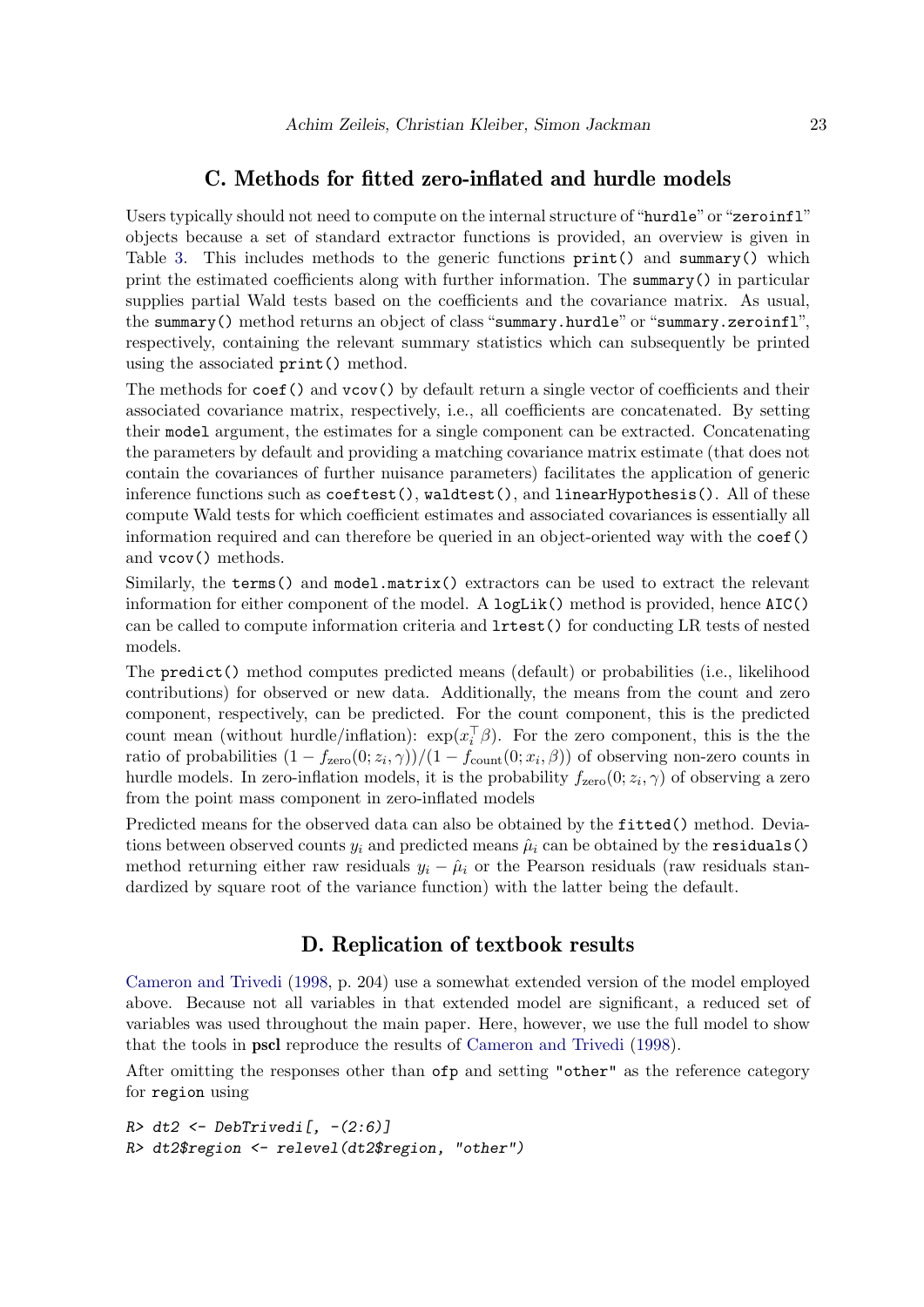## C. Methods for fitted zero-inflated and hurdle models

Users typically should not need to compute on the internal structure of "hurdle" or "zeroinfl" objects because a set of standard extractor functions is provided, an overview is given in Table 3. This includes methods to the generic functions `print()` and `summary()` which print the estimated coefficients along with further information. The `summary()` in particular supplies partial Wald tests based on the coefficients and the covariance matrix. As usual, the `summary()` method returns an object of class "summary.hurdle" or "summary.zeroinfl", respectively, containing the relevant summary statistics which can subsequently be printed using the associated `print()` method.

The methods for `coef()` and `vcov()` by default return a single vector of coefficients and their associated covariance matrix, respectively, i.e., all coefficients are concatenated. By setting their `model` argument, the estimates for a single component can be extracted. Concatenating the parameters by default and providing a matching covariance matrix estimate (that does not contain the covariances of further nuisance parameters) facilitates the application of generic inference functions such as `coeftest()`, `waldtest()`, and `linearHypothesis()`. All of these compute Wald tests for which coefficient estimates and associated covariances is essentially all information required and can therefore be queried in an object-oriented way with the `coef()` and `vcov()` methods.

Similarly, the `terms()` and `model.matrix()` extractors can be used to extract the relevant information for either component of the model. A `logLik()` method is provided, hence `AIC()` can be called to compute information criteria and `lrtest()` for conducting LR tests of nested models.

The `predict()` method computes predicted means (default) or probabilities (i.e., likelihood contributions) for observed or new data. Additionally, the means from the count and zero component, respectively, can be predicted. For the count component, this is the predicted count mean (without hurdle/inflation): $\exp(x_i^\top \beta)$. For the zero component, this is the the ratio of probabilities $(1 - f_{\text{zero}}(0; z_i, \gamma))/(1 - f_{\text{count}}(0; x_i, \beta))$ of observing non-zero counts in hurdle models. In zero-inflation models, it is the probability $f_{\text{zero}}(0; z_i, \gamma)$ of observing a zero from the point mass component in zero-inflated models

Predicted means for the observed data can also be obtained by the `fitted()` method. Deviations between observed counts $y_i$ and predicted means $\hat{\mu}_i$ can be obtained by the `residuals()` method returning either raw residuals $y_i - \hat{\mu}_i$ or the Pearson residuals (raw residuals standardized by square root of the variance function) with the latter being the default.

## D. Replication of textbook results

Cameron and Trivedi (1998, p. 204) use a somewhat extended version of the model employed above. Because not all variables in that extended model are significant, a reduced set of variables was used throughout the main paper. Here, however, we use the full model to show that the tools in **pscl** reproduce the results of Cameron and Trivedi (1998).

After omitting the responses other than `ofp` and setting `"other"` as the reference category for `region` using

```
R> dt2 <- DebTrivedi[, -(2:6)]
R> dt2$region <- relevel(dt2$region, "other")
```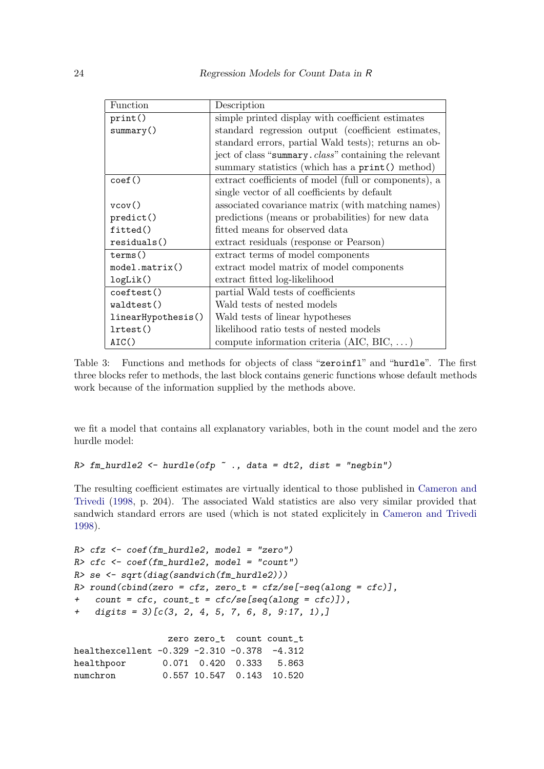| Function | Description |
|---|---|
| `print()` | simple printed display with coefficient estimates |
| `summary()` | standard regression output (coefficient estimates, standard errors, partial Wald tests); returns an object of class "`summary.`*class*" containing the relevant summary statistics (which has a `print()` method) |
| `coef()` | extract coefficients of model (full or components), a single vector of all coefficients by default |
| `vcov()` | associated covariance matrix (with matching names) |
| `predict()` | predictions (means or probabilities) for new data |
| `fitted()` | fitted means for observed data |
| `residuals()` | extract residuals (response or Pearson) |
| `terms()` | extract terms of model components |
| `model.matrix()` | extract model matrix of model components |
| `logLik()` | extract fitted log-likelihood |
| `coeftest()` | partial Wald tests of coefficients |
| `waldtest()` | Wald tests of nested models |
| `linearHypothesis()` | Wald tests of linear hypotheses |
| `lrtest()` | likelihood ratio tests of nested models |
| `AIC()` | compute information criteria (AIC, BIC, ...) |

Table 3: Functions and methods for objects of class "`zeroinfl`" and "`hurdle`". The first three blocks refer to methods, the last block contains generic functions whose default methods work because of the information supplied by the methods above.

we fit a model that contains all explanatory variables, both in the count model and the zero hurdle model:

```
R> fm_hurdle2 <- hurdle(ofp ~ ., data = dt2, dist = "negbin")
```

The resulting coefficient estimates are virtually identical to those published in Cameron and Trivedi (1998, p. 204). The associated Wald statistics are also very similar provided that sandwich standard errors are used (which is not stated explicitely in Cameron and Trivedi 1998).

```
R> cfz <- coef(fm_hurdle2, model = "zero")
R> cfc <- coef(fm_hurdle2, model = "count")
R> se <- sqrt(diag(sandwich(fm_hurdle2)))
R> round(cbind(zero = cfz, zero_t = cfz/se[-seq(along = cfc)],
+   count = cfc, count_t = cfc/se[seq(along = cfc)]),
+   digits = 3)[c(3, 2, 4, 5, 7, 6, 8, 9:17, 1),]

                  zero zero_t  count count_t
healthexcellent -0.329 -2.310 -0.378  -4.312
healthpoor       0.071  0.420  0.333   5.863
numchron         0.557 10.547  0.143  10.520
```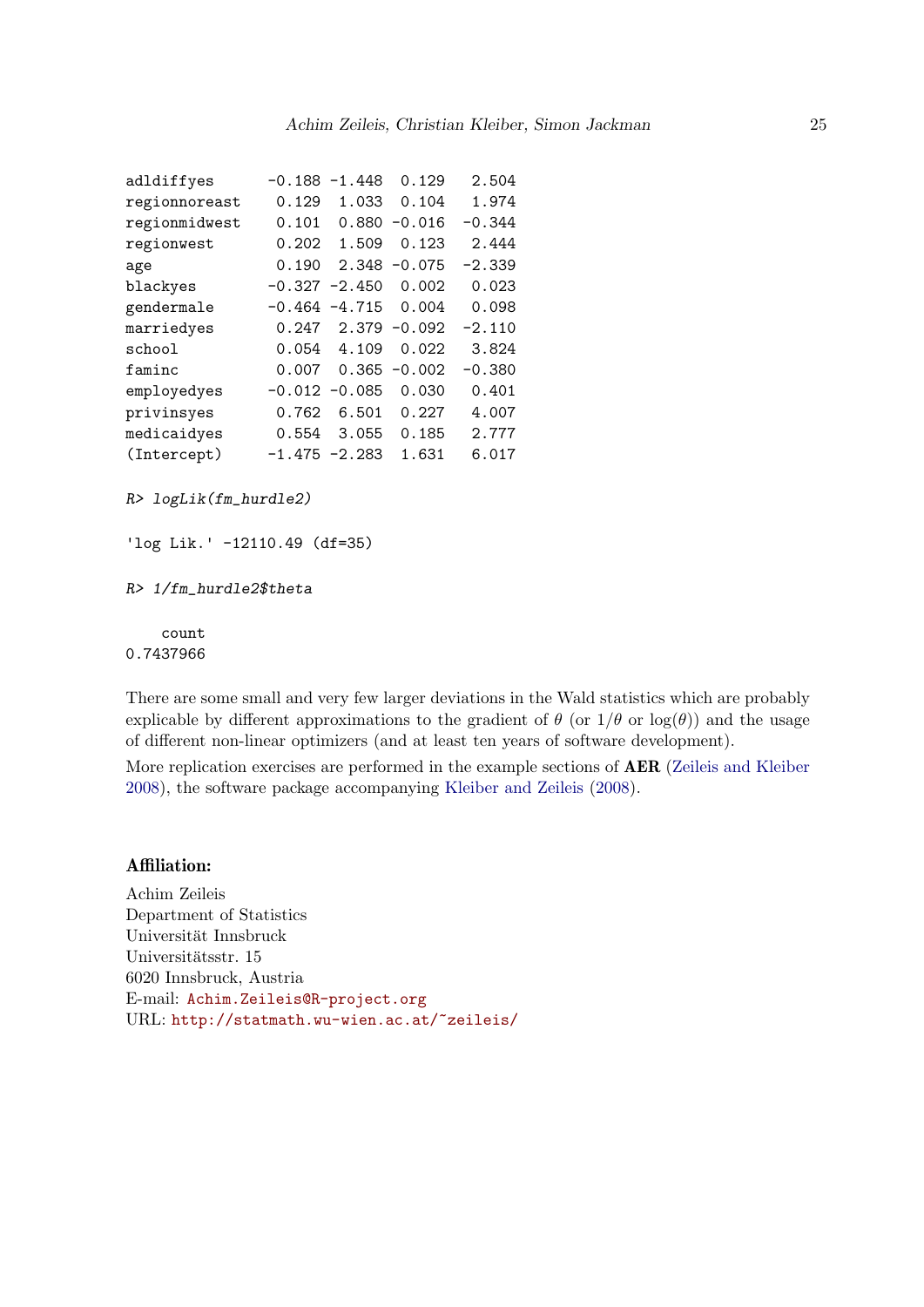```
adldiffyes      -0.188 -1.448  0.129   2.504
regionnoreast    0.129  1.033  0.104   1.974
regionmidwest    0.101  0.880 -0.016  -0.344
regionwest       0.202  1.509  0.123   2.444
age              0.190  2.348 -0.075  -2.339
blackyes        -0.327 -2.450  0.002   0.023
gendermale      -0.464 -4.715  0.004   0.098
marriedyes       0.247  2.379 -0.092  -2.110
school           0.054  4.109  0.022   3.824
faminc           0.007  0.365 -0.002  -0.380
employedyes     -0.012 -0.085  0.030   0.401
privinsyes       0.762  6.501  0.227   4.007
medicaidyes      0.554  3.055  0.185   2.777
(Intercept)     -1.475 -2.283  1.631   6.017
```

```
R> logLik(fm_hurdle2)
```

```
'log Lik.' -12110.49 (df=35)
```

```
R> 1/fm_hurdle2$theta
```

```
    count 
0.7437966
```

There are some small and very few larger deviations in the Wald statistics which are probably explicable by different approximations to the gradient of $\theta$ (or $1/\theta$ or $\log(\theta)$) and the usage of different non-linear optimizers (and at least ten years of software development).

More replication exercises are performed in the example sections of **AER** (Zeileis and Kleiber 2008), the software package accompanying Kleiber and Zeileis (2008).

### Affiliation:

Achim Zeileis
Department of Statistics
Universität Innsbruck
Universitätsstr. 15
6020 Innsbruck, Austria
E-mail: Achim.Zeileis@R-project.org
URL: http://statmath.wu-wien.ac.at/~zeileis/